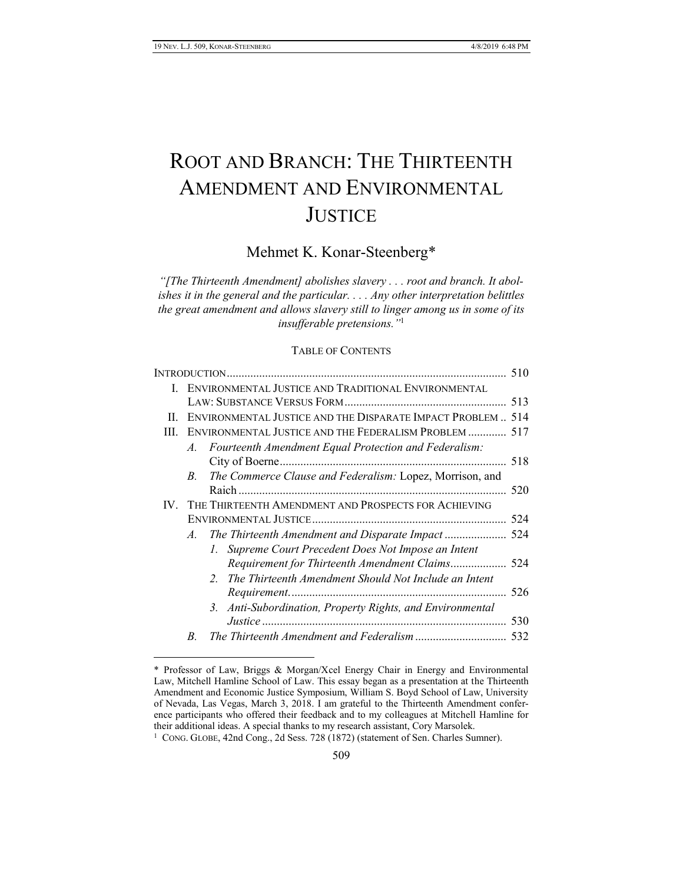# ROOT AND BRANCH: THE THIRTEENTH AMENDMENT AND ENVIRONMENTAL JUSTICE

Mehmet K. Konar-Steenberg*

*"[The Thirteenth Amendment] abolishes slavery . . . root and branch. It abolishes it in the general and the particular. . . . Any other interpretation belittles the great amendment and allows slavery still to linger among us in some of its insufferable pretensions."*[1]

TABLE OF CONTENTS

| | |
|---|---|
| INTRODUCTION | 510 |
| I. ENVIRONMENTAL JUSTICE AND TRADITIONAL ENVIRONMENTAL LAW: SUBSTANCE VERSUS FORM | 513 |
| II. ENVIRONMENTAL JUSTICE AND THE DISPARATE IMPACT PROBLEM | 514 |
| III. ENVIRONMENTAL JUSTICE AND THE FEDERALISM PROBLEM | 517 |
| A. *Fourteenth Amendment Equal Protection and Federalism:* City of Boerne | 518 |
| B. *The Commerce Clause and Federalism:* Lopez, Morrison, and Raich | 520 |
| IV. THE THIRTEENTH AMENDMENT AND PROSPECTS FOR ACHIEVING ENVIRONMENTAL JUSTICE | 524 |
| A. *The Thirteenth Amendment and Disparate Impact* | 524 |
| 1. *Supreme Court Precedent Does Not Impose an Intent Requirement for Thirteenth Amendment Claims* | 524 |
| 2. *The Thirteenth Amendment Should Not Include an Intent Requirement.* | 526 |
| 3. *Anti-Subordination, Property Rights, and Environmental Justice* | 530 |
| B. *The Thirteenth Amendment and Federalism* | 532 |

---

\* Professor of Law, Briggs & Morgan/Xcel Energy Chair in Energy and Environmental Law, Mitchell Hamline School of Law. This essay began as a presentation at the Thirteenth Amendment and Economic Justice Symposium, William S. Boyd School of Law, University of Nevada, Las Vegas, March 3, 2018. I am grateful to the Thirteenth Amendment conference participants who offered their feedback and to my colleagues at Mitchell Hamline for their additional ideas. A special thanks to my research assistant, Cory Marsolek.

[1] CONG. GLOBE, 42nd Cong., 2d Sess. 728 (1872) (statement of Sen. Charles Sumner).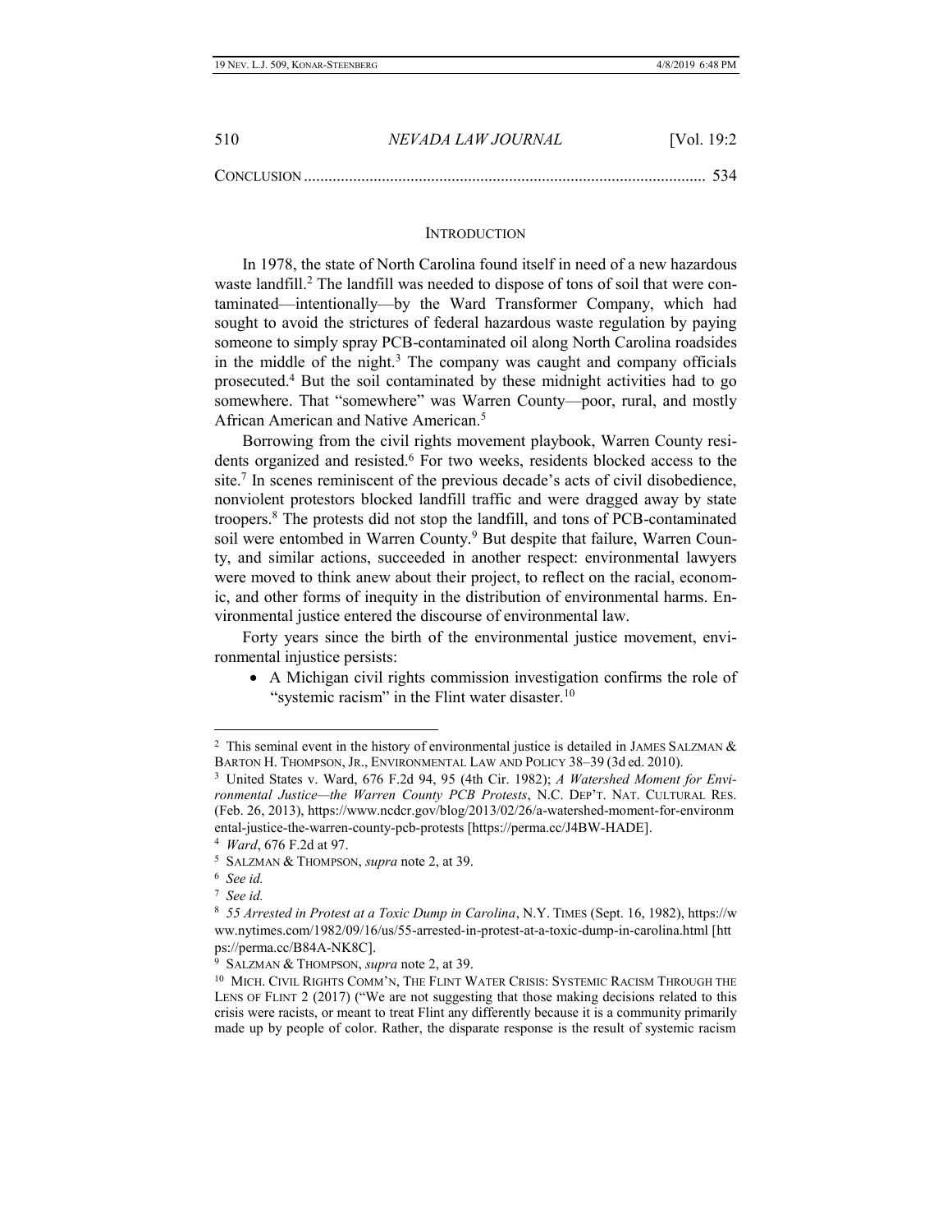CONCLUSION ................................................................................................ 534

## INTRODUCTION

In 1978, the state of North Carolina found itself in need of a new hazardous waste landfill.[2] The landfill was needed to dispose of tons of soil that were contaminated—intentionally—by the Ward Transformer Company, which had sought to avoid the strictures of federal hazardous waste regulation by paying someone to simply spray PCB-contaminated oil along North Carolina roadsides in the middle of the night.[3] The company was caught and company officials prosecuted.[4] But the soil contaminated by these midnight activities had to go somewhere. That "somewhere" was Warren County—poor, rural, and mostly African American and Native American.[5]

Borrowing from the civil rights movement playbook, Warren County residents organized and resisted.[6] For two weeks, residents blocked access to the site.[7] In scenes reminiscent of the previous decade's acts of civil disobedience, nonviolent protestors blocked landfill traffic and were dragged away by state troopers.[8] The protests did not stop the landfill, and tons of PCB-contaminated soil were entombed in Warren County.[9] But despite that failure, Warren County, and similar actions, succeeded in another respect: environmental lawyers were moved to think anew about their project, to reflect on the racial, economic, and other forms of inequity in the distribution of environmental harms. Environmental justice entered the discourse of environmental law.

Forty years since the birth of the environmental justice movement, environmental injustice persists:

- A Michigan civil rights commission investigation confirms the role of "systemic racism" in the Flint water disaster.[10]

---

[2] This seminal event in the history of environmental justice is detailed in JAMES SALZMAN & BARTON H. THOMPSON, JR., ENVIRONMENTAL LAW AND POLICY 38–39 (3d ed. 2010).

[3] United States v. Ward, 676 F.2d 94, 95 (4th Cir. 1982); *A Watershed Moment for Environmental Justice—the Warren County PCB Protests*, N.C. DEP'T. NAT. CULTURAL RES. (Feb. 26, 2013), https://www.ncdcr.gov/blog/2013/02/26/a-watershed-moment-for-environmental-justice-the-warren-county-pcb-protests [https://perma.cc/J4BW-HADE].

[4] *Ward*, 676 F.2d at 97.

[5] SALZMAN & THOMPSON, *supra* note 2, at 39.

[6] *See id.*

[7] *See id.*

[8] *55 Arrested in Protest at a Toxic Dump in Carolina*, N.Y. TIMES (Sept. 16, 1982), https://www.nytimes.com/1982/09/16/us/55-arrested-in-protest-at-a-toxic-dump-in-carolina.html [https://perma.cc/B84A-NK8C].

[9] SALZMAN & THOMPSON, *supra* note 2, at 39.

[10] MICH. CIVIL RIGHTS COMM'N, THE FLINT WATER CRISIS: SYSTEMIC RACISM THROUGH THE LENS OF FLINT 2 (2017) ("We are not suggesting that those making decisions related to this crisis were racists, or meant to treat Flint any differently because it is a community primarily made up by people of color. Rather, the disparate response is the result of systemic racism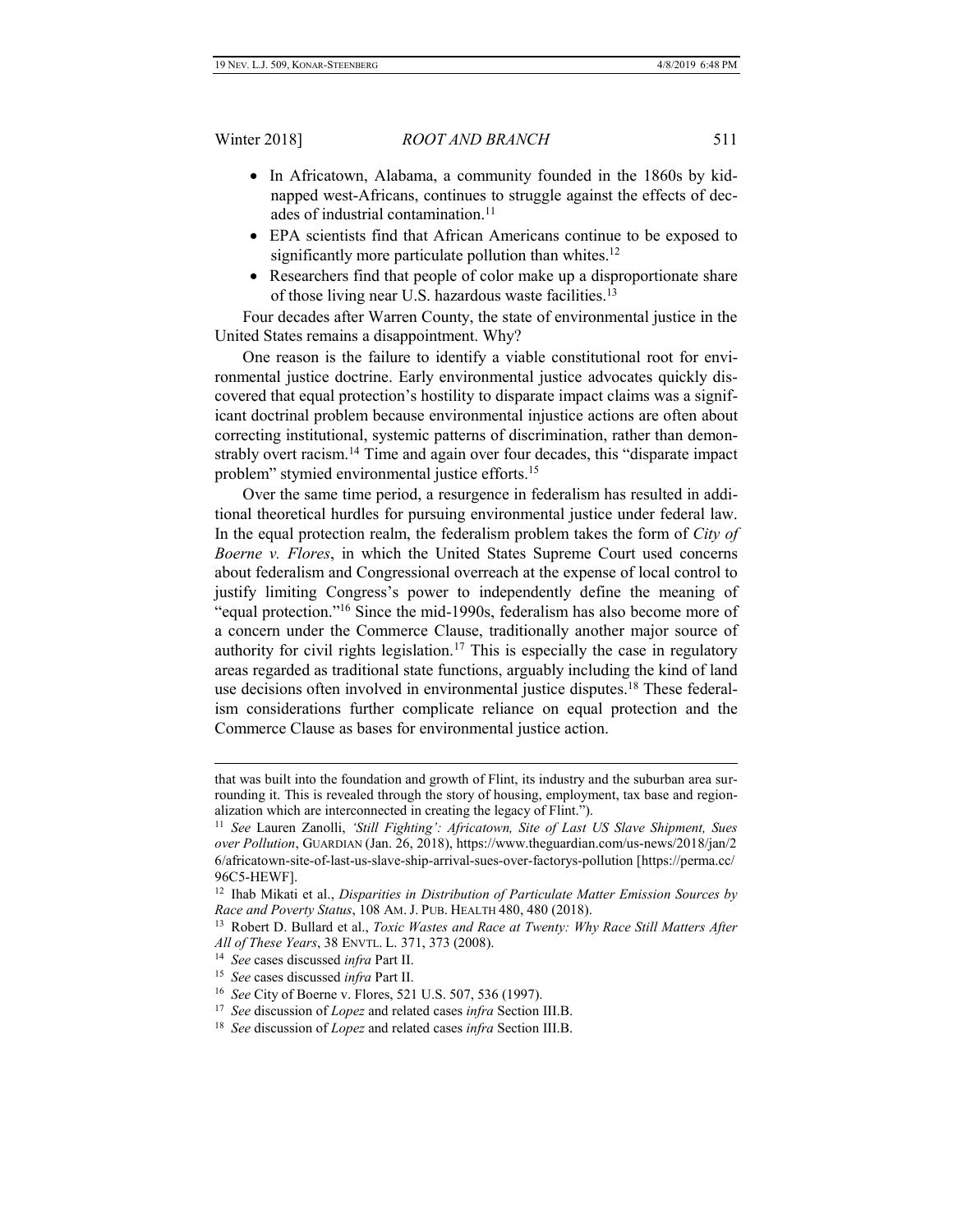- In Africatown, Alabama, a community founded in the 1860s by kidnapped west-Africans, continues to struggle against the effects of decades of industrial contamination.[11]
- EPA scientists find that African Americans continue to be exposed to significantly more particulate pollution than whites.[12]
- Researchers find that people of color make up a disproportionate share of those living near U.S. hazardous waste facilities.[13]

Four decades after Warren County, the state of environmental justice in the United States remains a disappointment. Why?

One reason is the failure to identify a viable constitutional root for environmental justice doctrine. Early environmental justice advocates quickly discovered that equal protection's hostility to disparate impact claims was a significant doctrinal problem because environmental injustice actions are often about correcting institutional, systemic patterns of discrimination, rather than demonstrably overt racism.[14] Time and again over four decades, this "disparate impact problem" stymied environmental justice efforts.[15]

Over the same time period, a resurgence in federalism has resulted in additional theoretical hurdles for pursuing environmental justice under federal law. In the equal protection realm, the federalism problem takes the form of *City of Boerne v. Flores*, in which the United States Supreme Court used concerns about federalism and Congressional overreach at the expense of local control to justify limiting Congress's power to independently define the meaning of "equal protection."[16] Since the mid-1990s, federalism has also become more of a concern under the Commerce Clause, traditionally another major source of authority for civil rights legislation.[17] This is especially the case in regulatory areas regarded as traditional state functions, arguably including the kind of land use decisions often involved in environmental justice disputes.[18] These federalism considerations further complicate reliance on equal protection and the Commerce Clause as bases for environmental justice action.

---

that was built into the foundation and growth of Flint, its industry and the suburban area surrounding it. This is revealed through the story of housing, employment, tax base and regionalization which are interconnected in creating the legacy of Flint.").

[11] *See* Lauren Zanolli, *'Still Fighting': Africatown, Site of Last US Slave Shipment, Sues over Pollution*, GUARDIAN (Jan. 26, 2018), https://www.theguardian.com/us-news/2018/jan/26/africatown-site-of-last-us-slave-ship-arrival-sues-over-factorys-pollution [https://perma.cc/96C5-HEWF].

[12] Ihab Mikati et al., *Disparities in Distribution of Particulate Matter Emission Sources by Race and Poverty Status*, 108 AM. J. PUB. HEALTH 480, 480 (2018).

[13] Robert D. Bullard et al., *Toxic Wastes and Race at Twenty: Why Race Still Matters After All of These Years*, 38 ENVTL. L. 371, 373 (2008).

[14] *See* cases discussed *infra* Part II.

[15] *See* cases discussed *infra* Part II.

[16] *See* City of Boerne v. Flores, 521 U.S. 507, 536 (1997).

[17] *See* discussion of *Lopez* and related cases *infra* Section III.B.

[18] *See* discussion of *Lopez* and related cases *infra* Section III.B.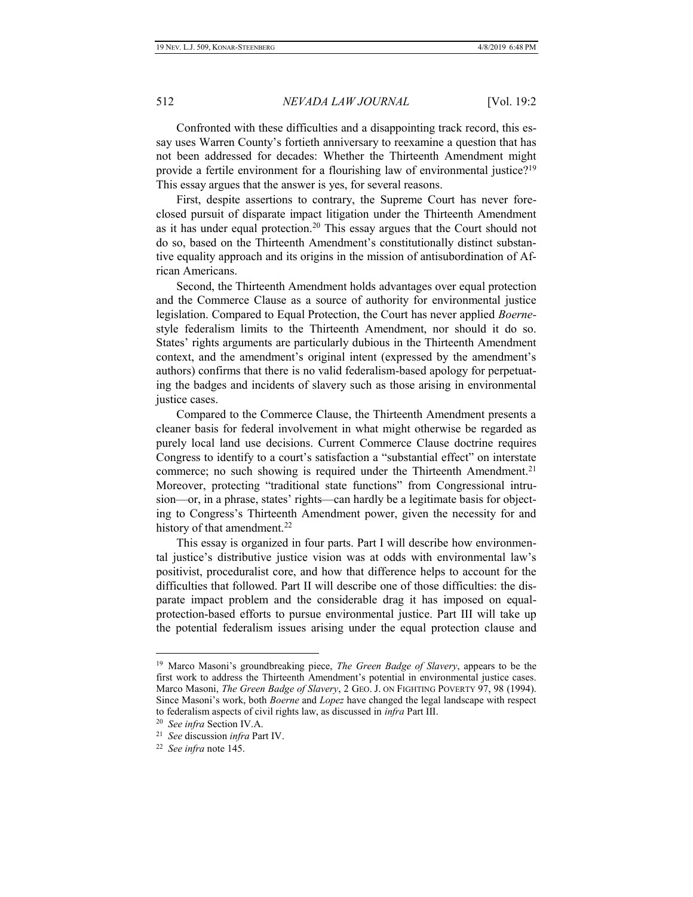Confronted with these difficulties and a disappointing track record, this essay uses Warren County's fortieth anniversary to reexamine a question that has not been addressed for decades: Whether the Thirteenth Amendment might provide a fertile environment for a flourishing law of environmental justice?[19] This essay argues that the answer is yes, for several reasons.

First, despite assertions to contrary, the Supreme Court has never foreclosed pursuit of disparate impact litigation under the Thirteenth Amendment as it has under equal protection.[20] This essay argues that the Court should not do so, based on the Thirteenth Amendment's constitutionally distinct substantive equality approach and its origins in the mission of antisubordination of African Americans.

Second, the Thirteenth Amendment holds advantages over equal protection and the Commerce Clause as a source of authority for environmental justice legislation. Compared to Equal Protection, the Court has never applied *Boerne*-style federalism limits to the Thirteenth Amendment, nor should it do so. States' rights arguments are particularly dubious in the Thirteenth Amendment context, and the amendment's original intent (expressed by the amendment's authors) confirms that there is no valid federalism-based apology for perpetuating the badges and incidents of slavery such as those arising in environmental justice cases.

Compared to the Commerce Clause, the Thirteenth Amendment presents a cleaner basis for federal involvement in what might otherwise be regarded as purely local land use decisions. Current Commerce Clause doctrine requires Congress to identify to a court's satisfaction a "substantial effect" on interstate commerce; no such showing is required under the Thirteenth Amendment.[21] Moreover, protecting "traditional state functions" from Congressional intrusion—or, in a phrase, states' rights—can hardly be a legitimate basis for objecting to Congress's Thirteenth Amendment power, given the necessity for and history of that amendment.[22]

This essay is organized in four parts. Part I will describe how environmental justice's distributive justice vision was at odds with environmental law's positivist, proceduralist core, and how that difference helps to account for the difficulties that followed. Part II will describe one of those difficulties: the disparate impact problem and the considerable drag it has imposed on equal-protection-based efforts to pursue environmental justice. Part III will take up the potential federalism issues arising under the equal protection clause and

---

[19] Marco Masoni's groundbreaking piece, *The Green Badge of Slavery*, appears to be the first work to address the Thirteenth Amendment's potential in environmental justice cases. Marco Masoni, *The Green Badge of Slavery*, 2 GEO. J. ON FIGHTING POVERTY 97, 98 (1994). Since Masoni's work, both *Boerne* and *Lopez* have changed the legal landscape with respect to federalism aspects of civil rights law, as discussed in *infra* Part III.

[20] *See infra* Section IV.A.

[21] *See* discussion *infra* Part IV.

[22] *See infra* note 145.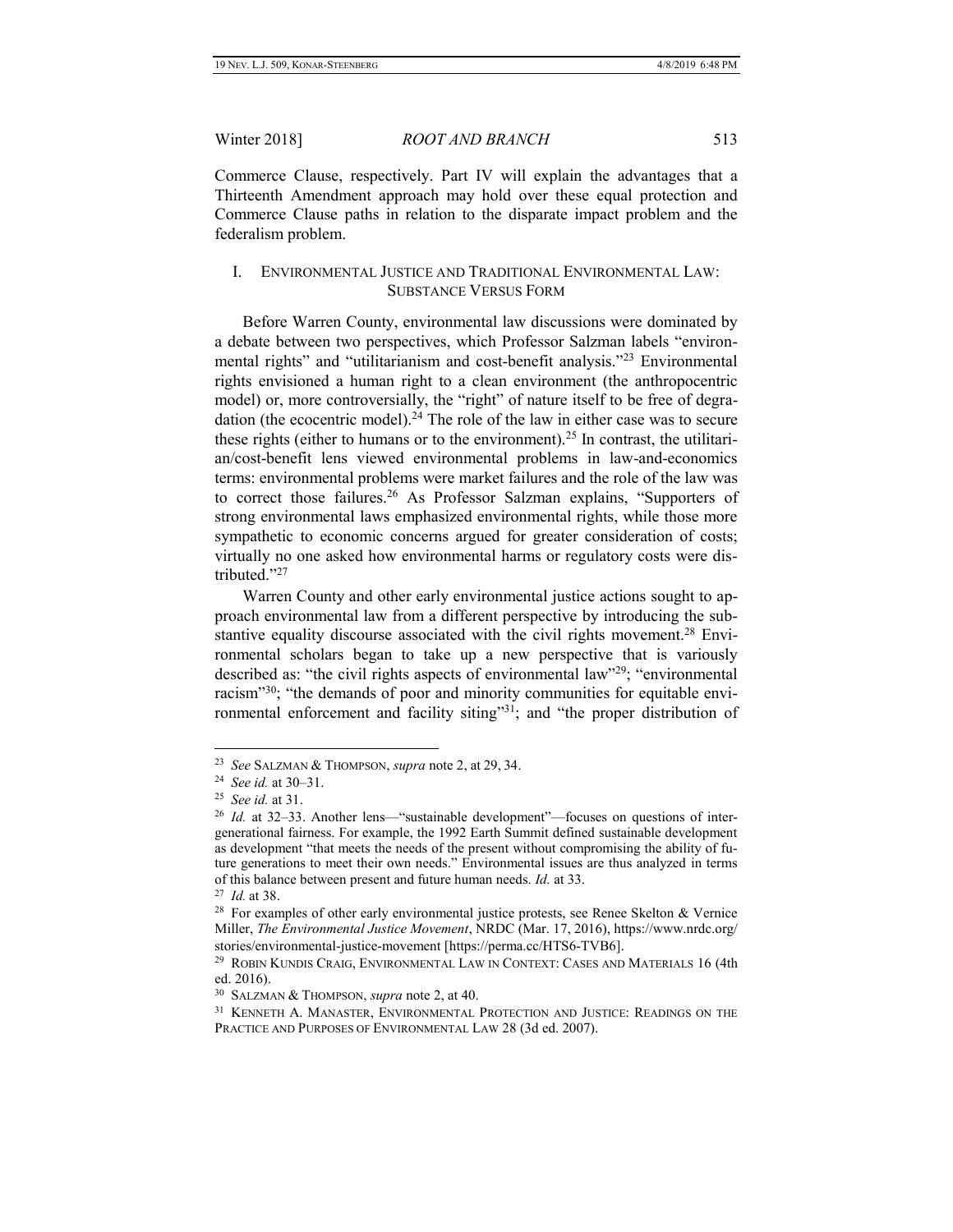Commerce Clause, respectively. Part IV will explain the advantages that a Thirteenth Amendment approach may hold over these equal protection and Commerce Clause paths in relation to the disparate impact problem and the federalism problem.

## I. ENVIRONMENTAL JUSTICE AND TRADITIONAL ENVIRONMENTAL LAW: SUBSTANCE VERSUS FORM

Before Warren County, environmental law discussions were dominated by a debate between two perspectives, which Professor Salzman labels "environmental rights" and "utilitarianism and cost-benefit analysis."[23] Environmental rights envisioned a human right to a clean environment (the anthropocentric model) or, more controversially, the "right" of nature itself to be free of degradation (the ecocentric model).[24] The role of the law in either case was to secure these rights (either to humans or to the environment).[25] In contrast, the utilitarian/cost-benefit lens viewed environmental problems in law-and-economics terms: environmental problems were market failures and the role of the law was to correct those failures.[26] As Professor Salzman explains, "Supporters of strong environmental laws emphasized environmental rights, while those more sympathetic to economic concerns argued for greater consideration of costs; virtually no one asked how environmental harms or regulatory costs were distributed."[27]

Warren County and other early environmental justice actions sought to approach environmental law from a different perspective by introducing the substantive equality discourse associated with the civil rights movement.[28] Environmental scholars began to take up a new perspective that is variously described as: "the civil rights aspects of environmental law"[29]; "environmental racism"[30]; "the demands of poor and minority communities for equitable environmental enforcement and facility siting"[31]; and "the proper distribution of

---

[23] *See* SALZMAN & THOMPSON, *supra* note 2, at 29, 34.

[24] *See id.* at 30–31.

[25] *See id.* at 31.

[26] *Id.* at 32–33. Another lens—"sustainable development"—focuses on questions of intergenerational fairness. For example, the 1992 Earth Summit defined sustainable development as development "that meets the needs of the present without compromising the ability of future generations to meet their own needs." Environmental issues are thus analyzed in terms of this balance between present and future human needs. *Id.* at 33.

[27] *Id.* at 38.

[28] For examples of other early environmental justice protests, see Renee Skelton & Vernice Miller, *The Environmental Justice Movement*, NRDC (Mar. 17, 2016), https://www.nrdc.org/stories/environmental-justice-movement [https://perma.cc/HTS6-TVB6].

[29] ROBIN KUNDIS CRAIG, ENVIRONMENTAL LAW IN CONTEXT: CASES AND MATERIALS 16 (4th ed. 2016).

[30] SALZMAN & THOMPSON, *supra* note 2, at 40.

[31] KENNETH A. MANASTER, ENVIRONMENTAL PROTECTION AND JUSTICE: READINGS ON THE PRACTICE AND PURPOSES OF ENVIRONMENTAL LAW 28 (3d ed. 2007).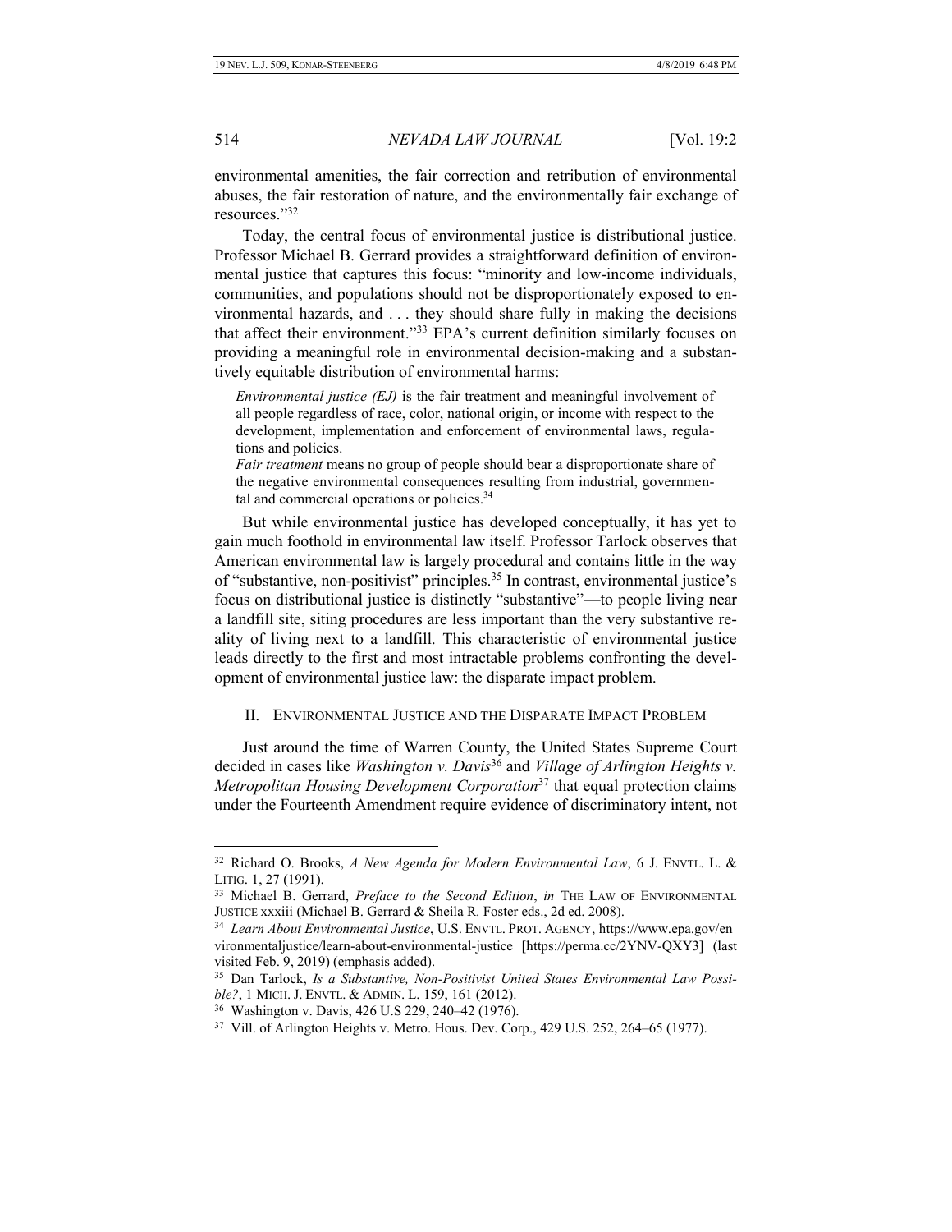environmental amenities, the fair correction and retribution of environmental abuses, the fair restoration of nature, and the environmentally fair exchange of resources."[32]

Today, the central focus of environmental justice is distributional justice. Professor Michael B. Gerrard provides a straightforward definition of environmental justice that captures this focus: "minority and low-income individuals, communities, and populations should not be disproportionately exposed to environmental hazards, and . . . they should share fully in making the decisions that affect their environment."[33] EPA's current definition similarly focuses on providing a meaningful role in environmental decision-making and a substantively equitable distribution of environmental harms:

> *Environmental justice (EJ)* is the fair treatment and meaningful involvement of all people regardless of race, color, national origin, or income with respect to the development, implementation and enforcement of environmental laws, regulations and policies.
>
> *Fair treatment* means no group of people should bear a disproportionate share of the negative environmental consequences resulting from industrial, governmental and commercial operations or policies.[34]

But while environmental justice has developed conceptually, it has yet to gain much foothold in environmental law itself. Professor Tarlock observes that American environmental law is largely procedural and contains little in the way of "substantive, non-positivist" principles.[35] In contrast, environmental justice's focus on distributional justice is distinctly "substantive"—to people living near a landfill site, siting procedures are less important than the very substantive reality of living next to a landfill. This characteristic of environmental justice leads directly to the first and most intractable problems confronting the development of environmental justice law: the disparate impact problem.

## II. Environmental Justice and the Disparate Impact Problem

Just around the time of Warren County, the United States Supreme Court decided in cases like *Washington v. Davis*[36] and *Village of Arlington Heights v. Metropolitan Housing Development Corporation*[37] that equal protection claims under the Fourteenth Amendment require evidence of discriminatory intent, not

---

[32] Richard O. Brooks, *A New Agenda for Modern Environmental Law*, 6 J. Envtl. L. & Litig. 1, 27 (1991).

[33] Michael B. Gerrard, *Preface to the Second Edition*, *in* The Law of Environmental Justice xxxiii (Michael B. Gerrard & Sheila R. Foster eds., 2d ed. 2008).

[34] *Learn About Environmental Justice*, U.S. Envtl. Prot. Agency, https://www.epa.gov/environmentaljustice/learn-about-environmental-justice [https://perma.cc/2YNV-QXY3] (last visited Feb. 9, 2019) (emphasis added).

[35] Dan Tarlock, *Is a Substantive, Non-Positivist United States Environmental Law Possible?*, 1 Mich. J. Envtl. & Admin. L. 159, 161 (2012).

[36] Washington v. Davis, 426 U.S 229, 240–42 (1976).

[37] Vill. of Arlington Heights v. Metro. Hous. Dev. Corp., 429 U.S. 252, 264–65 (1977).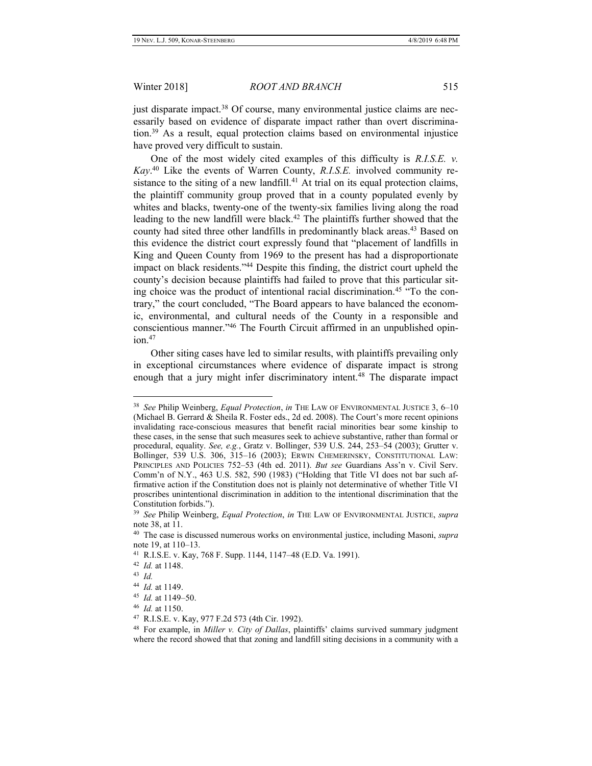just disparate impact.[38] Of course, many environmental justice claims are necessarily based on evidence of disparate impact rather than overt discrimination.[39] As a result, equal protection claims based on environmental injustice have proved very difficult to sustain.

One of the most widely cited examples of this difficulty is *R.I.S.E. v. Kay*.[40] Like the events of Warren County, *R.I.S.E.* involved community resistance to the siting of a new landfill.[41] At trial on its equal protection claims, the plaintiff community group proved that in a county populated evenly by whites and blacks, twenty-one of the twenty-six families living along the road leading to the new landfill were black.[42] The plaintiffs further showed that the county had sited three other landfills in predominantly black areas.[43] Based on this evidence the district court expressly found that "placement of landfills in King and Queen County from 1969 to the present has had a disproportionate impact on black residents."[44] Despite this finding, the district court upheld the county's decision because plaintiffs had failed to prove that this particular siting choice was the product of intentional racial discrimination.[45] "To the contrary," the court concluded, "The Board appears to have balanced the economic, environmental, and cultural needs of the County in a responsible and conscientious manner."[46] The Fourth Circuit affirmed in an unpublished opinion.[47]

Other siting cases have led to similar results, with plaintiffs prevailing only in exceptional circumstances where evidence of disparate impact is strong enough that a jury might infer discriminatory intent.[48] The disparate impact

---

[38] *See* Philip Weinberg, *Equal Protection*, *in* THE LAW OF ENVIRONMENTAL JUSTICE 3, 6–10 (Michael B. Gerrard & Sheila R. Foster eds., 2d ed. 2008). The Court's more recent opinions invalidating race-conscious measures that benefit racial minorities bear some kinship to these cases, in the sense that such measures seek to achieve substantive, rather than formal or procedural, equality. *See, e.g.*, Gratz v. Bollinger, 539 U.S. 244, 253–54 (2003); Grutter v. Bollinger, 539 U.S. 306, 315–16 (2003); ERWIN CHEMERINSKY, CONSTITUTIONAL LAW: PRINCIPLES AND POLICIES 752–53 (4th ed. 2011). *But see* Guardians Ass'n v. Civil Serv. Comm'n of N.Y., 463 U.S. 582, 590 (1983) ("Holding that Title VI does not bar such affirmative action if the Constitution does not is plainly not determinative of whether Title VI proscribes unintentional discrimination in addition to the intentional discrimination that the Constitution forbids.").

[39] *See* Philip Weinberg, *Equal Protection*, *in* THE LAW OF ENVIRONMENTAL JUSTICE, *supra* note 38, at 11.

[40] The case is discussed numerous works on environmental justice, including Masoni, *supra* note 19, at 110–13.

[41] R.I.S.E. v. Kay, 768 F. Supp. 1144, 1147–48 (E.D. Va. 1991).

[42] *Id.* at 1148.

[43] *Id.*

[44] *Id.* at 1149.

[45] *Id.* at 1149–50.

[46] *Id.* at 1150.

[47] R.I.S.E. v. Kay, 977 F.2d 573 (4th Cir. 1992).

[48] For example, in *Miller v. City of Dallas*, plaintiffs' claims survived summary judgment where the record showed that that zoning and landfill siting decisions in a community with a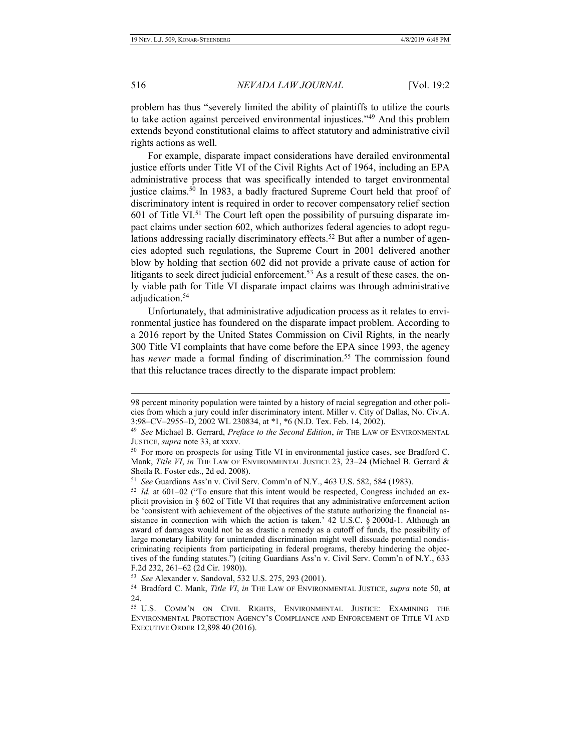problem has thus "severely limited the ability of plaintiffs to utilize the courts to take action against perceived environmental injustices."[49] And this problem extends beyond constitutional claims to affect statutory and administrative civil rights actions as well.

For example, disparate impact considerations have derailed environmental justice efforts under Title VI of the Civil Rights Act of 1964, including an EPA administrative process that was specifically intended to target environmental justice claims.[50] In 1983, a badly fractured Supreme Court held that proof of discriminatory intent is required in order to recover compensatory relief section 601 of Title VI.[51] The Court left open the possibility of pursuing disparate impact claims under section 602, which authorizes federal agencies to adopt regulations addressing racially discriminatory effects.[52] But after a number of agencies adopted such regulations, the Supreme Court in 2001 delivered another blow by holding that section 602 did not provide a private cause of action for litigants to seek direct judicial enforcement.[53] As a result of these cases, the only viable path for Title VI disparate impact claims was through administrative adjudication.[54]

Unfortunately, that administrative adjudication process as it relates to environmental justice has foundered on the disparate impact problem. According to a 2016 report by the United States Commission on Civil Rights, in the nearly 300 Title VI complaints that have come before the EPA since 1993, the agency has *never* made a formal finding of discrimination.[55] The commission found that this reluctance traces directly to the disparate impact problem:

---

98 percent minority population were tainted by a history of racial segregation and other policies from which a jury could infer discriminatory intent. Miller v. City of Dallas, No. Civ.A. 3:98–CV–2955–D, 2002 WL 230834, at *1, *6 (N.D. Tex. Feb. 14, 2002).

[49] *See* Michael B. Gerrard, *Preface to the Second Edition*, *in* THE LAW OF ENVIRONMENTAL JUSTICE, *supra* note 33, at xxxv.

[50] For more on prospects for using Title VI in environmental justice cases, see Bradford C. Mank, *Title VI*, *in* THE LAW OF ENVIRONMENTAL JUSTICE 23, 23–24 (Michael B. Gerrard & Sheila R. Foster eds., 2d ed. 2008).

[51] *See* Guardians Ass'n v. Civil Serv. Comm'n of N.Y., 463 U.S. 582, 584 (1983).

[52] *Id.* at 601–02 ("To ensure that this intent would be respected, Congress included an explicit provision in § 602 of Title VI that requires that any administrative enforcement action be 'consistent with achievement of the objectives of the statute authorizing the financial assistance in connection with which the action is taken.' 42 U.S.C. § 2000d-1. Although an award of damages would not be as drastic a remedy as a cutoff of funds, the possibility of large monetary liability for unintended discrimination might well dissuade potential nondiscriminating recipients from participating in federal programs, thereby hindering the objectives of the funding statutes.") (citing Guardians Ass'n v. Civil Serv. Comm'n of N.Y., 633 F.2d 232, 261–62 (2d Cir. 1980)).

[53] *See* Alexander v. Sandoval, 532 U.S. 275, 293 (2001).

[54] Bradford C. Mank, *Title VI*, *in* THE LAW OF ENVIRONMENTAL JUSTICE, *supra* note 50, at 24.

[55] U.S. COMM'N ON CIVIL RIGHTS, ENVIRONMENTAL JUSTICE: EXAMINING THE ENVIRONMENTAL PROTECTION AGENCY'S COMPLIANCE AND ENFORCEMENT OF TITLE VI AND EXECUTIVE ORDER 12,898 40 (2016).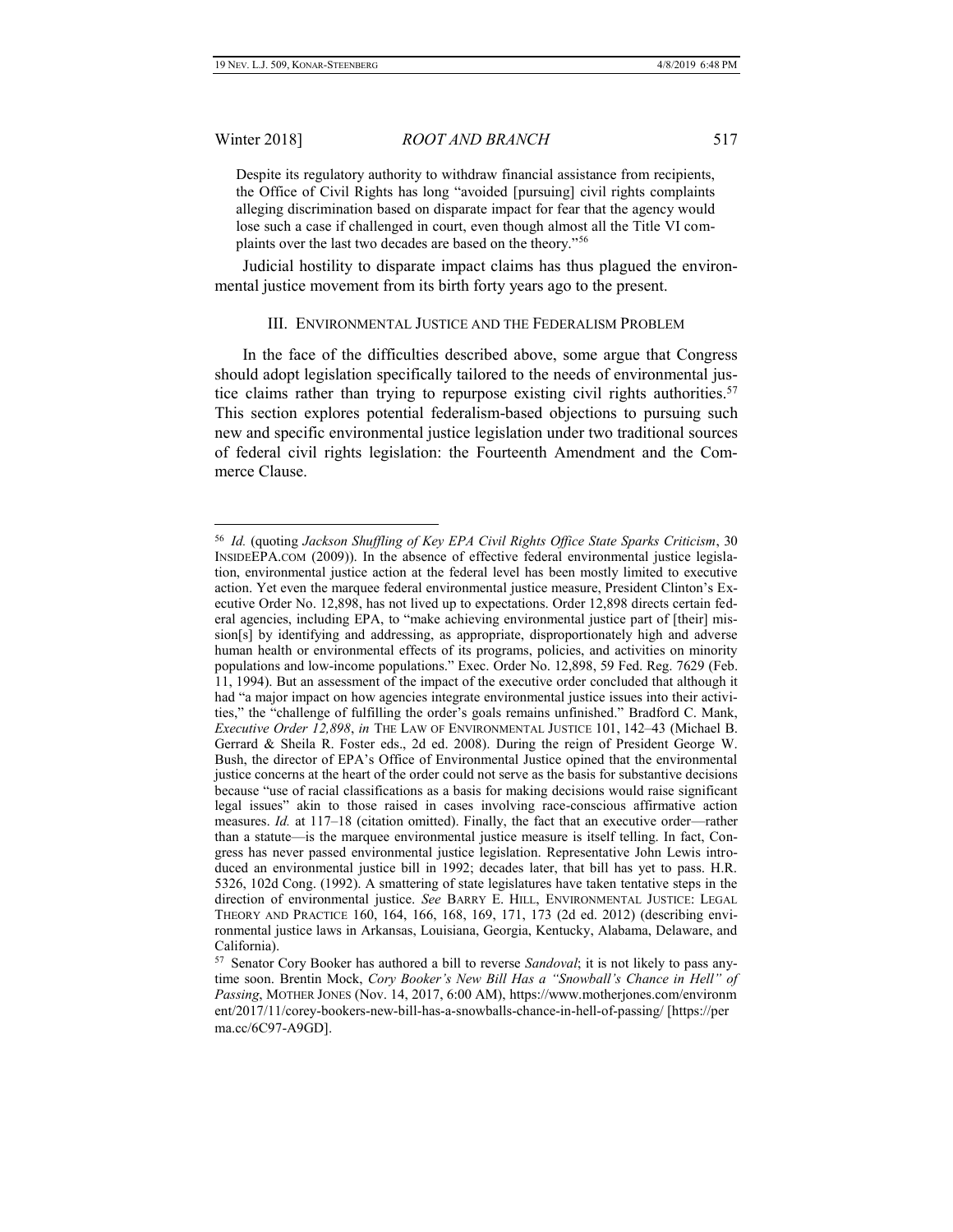> Despite its regulatory authority to withdraw financial assistance from recipients, the Office of Civil Rights has long "avoided [pursuing] civil rights complaints alleging discrimination based on disparate impact for fear that the agency would lose such a case if challenged in court, even though almost all the Title VI complaints over the last two decades are based on the theory."[56]

Judicial hostility to disparate impact claims has thus plagued the environmental justice movement from its birth forty years ago to the present.

## III. ENVIRONMENTAL JUSTICE AND THE FEDERALISM PROBLEM

In the face of the difficulties described above, some argue that Congress should adopt legislation specifically tailored to the needs of environmental justice claims rather than trying to repurpose existing civil rights authorities.[57] This section explores potential federalism-based objections to pursuing such new and specific environmental justice legislation under two traditional sources of federal civil rights legislation: the Fourteenth Amendment and the Commerce Clause.

---

[56] *Id.* (quoting *Jackson Shuffling of Key EPA Civil Rights Office State Sparks Criticism*, 30 INSIDEEPA.COM (2009)). In the absence of effective federal environmental justice legislation, environmental justice action at the federal level has been mostly limited to executive action. Yet even the marquee federal environmental justice measure, President Clinton's Executive Order No. 12,898, has not lived up to expectations. Order 12,898 directs certain federal agencies, including EPA, to "make achieving environmental justice part of [their] mission[s] by identifying and addressing, as appropriate, disproportionately high and adverse human health or environmental effects of its programs, policies, and activities on minority populations and low-income populations." Exec. Order No. 12,898, 59 Fed. Reg. 7629 (Feb. 11, 1994). But an assessment of the impact of the executive order concluded that although it had "a major impact on how agencies integrate environmental justice issues into their activities," the "challenge of fulfilling the order's goals remains unfinished." Bradford C. Mank, *Executive Order 12,898*, *in* THE LAW OF ENVIRONMENTAL JUSTICE 101, 142–43 (Michael B. Gerrard & Sheila R. Foster eds., 2d ed. 2008). During the reign of President George W. Bush, the director of EPA's Office of Environmental Justice opined that the environmental justice concerns at the heart of the order could not serve as the basis for substantive decisions because "use of racial classifications as a basis for making decisions would raise significant legal issues" akin to those raised in cases involving race-conscious affirmative action measures. *Id.* at 117–18 (citation omitted). Finally, the fact that an executive order—rather than a statute—is the marquee environmental justice measure is itself telling. In fact, Congress has never passed environmental justice legislation. Representative John Lewis introduced an environmental justice bill in 1992; decades later, that bill has yet to pass. H.R. 5326, 102d Cong. (1992). A smattering of state legislatures have taken tentative steps in the direction of environmental justice. *See* BARRY E. HILL, ENVIRONMENTAL JUSTICE: LEGAL THEORY AND PRACTICE 160, 164, 166, 168, 169, 171, 173 (2d ed. 2012) (describing environmental justice laws in Arkansas, Louisiana, Georgia, Kentucky, Alabama, Delaware, and California).

[57] Senator Cory Booker has authored a bill to reverse *Sandoval*; it is not likely to pass anytime soon. Brentin Mock, *Cory Booker's New Bill Has a "Snowball's Chance in Hell" of Passing*, MOTHER JONES (Nov. 14, 2017, 6:00 AM), https://www.motherjones.com/environment/2017/11/corey-bookers-new-bill-has-a-snowballs-chance-in-hell-of-passing/ [https://perma.cc/6C97-A9GD].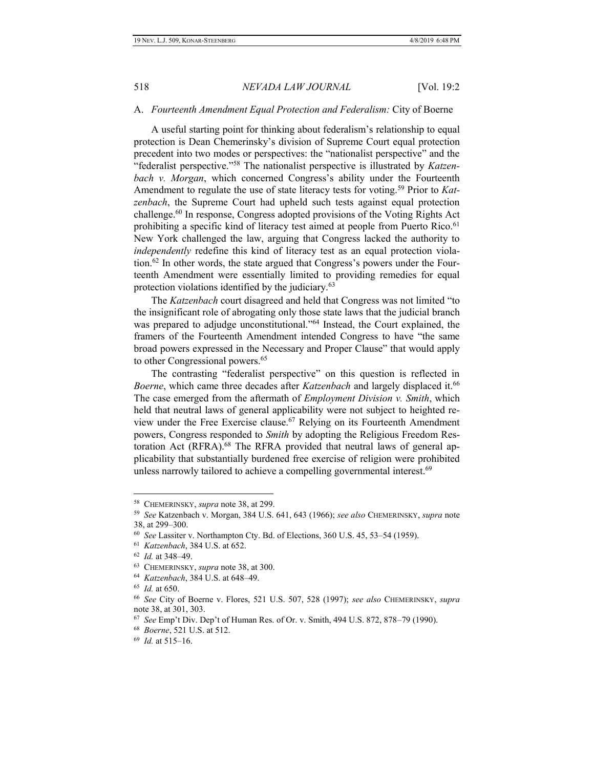### A. *Fourteenth Amendment Equal Protection and Federalism:* City of Boerne

A useful starting point for thinking about federalism's relationship to equal protection is Dean Chemerinsky's division of Supreme Court equal protection precedent into two modes or perspectives: the "nationalist perspective" and the "federalist perspective."[58] The nationalist perspective is illustrated by *Katzenbach v. Morgan*, which concerned Congress's ability under the Fourteenth Amendment to regulate the use of state literacy tests for voting.[59] Prior to *Katzenbach*, the Supreme Court had upheld such tests against equal protection challenge.[60] In response, Congress adopted provisions of the Voting Rights Act prohibiting a specific kind of literacy test aimed at people from Puerto Rico.[61] New York challenged the law, arguing that Congress lacked the authority to *independently* redefine this kind of literacy test as an equal protection violation.[62] In other words, the state argued that Congress's powers under the Fourteenth Amendment were essentially limited to providing remedies for equal protection violations identified by the judiciary.[63]

The *Katzenbach* court disagreed and held that Congress was not limited "to the insignificant role of abrogating only those state laws that the judicial branch was prepared to adjudge unconstitutional."[64] Instead, the Court explained, the framers of the Fourteenth Amendment intended Congress to have "the same broad powers expressed in the Necessary and Proper Clause" that would apply to other Congressional powers.[65]

The contrasting "federalist perspective" on this question is reflected in *Boerne*, which came three decades after *Katzenbach* and largely displaced it.[66] The case emerged from the aftermath of *Employment Division v. Smith*, which held that neutral laws of general applicability were not subject to heighted review under the Free Exercise clause.[67] Relying on its Fourteenth Amendment powers, Congress responded to *Smith* by adopting the Religious Freedom Restoration Act (RFRA).[68] The RFRA provided that neutral laws of general applicability that substantially burdened free exercise of religion were prohibited unless narrowly tailored to achieve a compelling governmental interest.[69]

---

[58] CHEMERINSKY, *supra* note 38, at 299.

[59] *See* Katzenbach v. Morgan, 384 U.S. 641, 643 (1966); *see also* CHEMERINSKY, *supra* note 38, at 299–300.

[60] *See* Lassiter v. Northampton Cty. Bd. of Elections, 360 U.S. 45, 53–54 (1959).

[61] *Katzenbach*, 384 U.S. at 652.

[62] *Id.* at 348–49.

[63] CHEMERINSKY, *supra* note 38, at 300.

[64] *Katzenbach*, 384 U.S. at 648–49.

[65] *Id.* at 650.

[66] *See* City of Boerne v. Flores, 521 U.S. 507, 528 (1997); *see also* CHEMERINSKY, *supra* note 38, at 301, 303.

[67] *See* Emp't Div. Dep't of Human Res. of Or. v. Smith, 494 U.S. 872, 878–79 (1990).

[68] *Boerne*, 521 U.S. at 512.

[69] *Id.* at 515–16.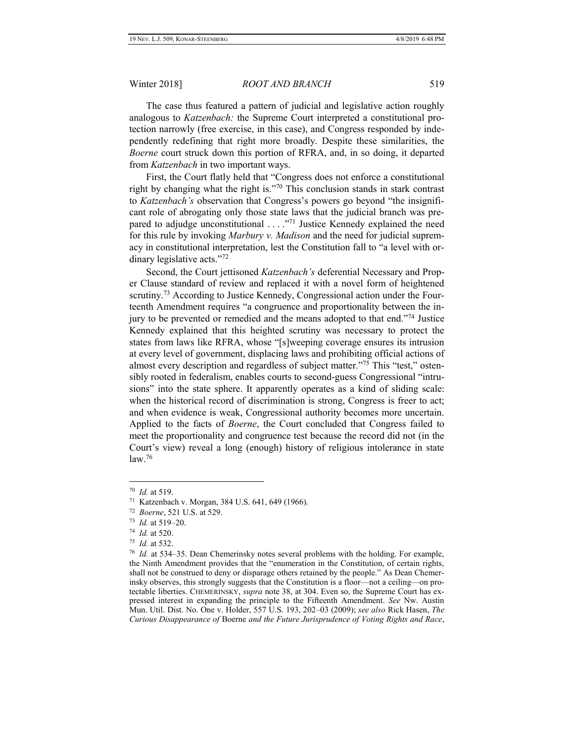The case thus featured a pattern of judicial and legislative action roughly analogous to *Katzenbach:* the Supreme Court interpreted a constitutional protection narrowly (free exercise, in this case), and Congress responded by independently redefining that right more broadly. Despite these similarities, the *Boerne* court struck down this portion of RFRA, and, in so doing, it departed from *Katzenbach* in two important ways.

First, the Court flatly held that "Congress does not enforce a constitutional right by changing what the right is."[70] This conclusion stands in stark contrast to *Katzenbach's* observation that Congress's powers go beyond "the insignificant role of abrogating only those state laws that the judicial branch was prepared to adjudge unconstitutional . . . ."[71] Justice Kennedy explained the need for this rule by invoking *Marbury v. Madison* and the need for judicial supremacy in constitutional interpretation, lest the Constitution fall to "a level with ordinary legislative acts."[72]

Second, the Court jettisoned *Katzenbach's* deferential Necessary and Proper Clause standard of review and replaced it with a novel form of heightened scrutiny.[73] According to Justice Kennedy, Congressional action under the Fourteenth Amendment requires "a congruence and proportionality between the injury to be prevented or remedied and the means adopted to that end."[74] Justice Kennedy explained that this heighted scrutiny was necessary to protect the states from laws like RFRA, whose "[s]weeping coverage ensures its intrusion at every level of government, displacing laws and prohibiting official actions of almost every description and regardless of subject matter."[75] This "test," ostensibly rooted in federalism, enables courts to second-guess Congressional "intrusions" into the state sphere. It apparently operates as a kind of sliding scale: when the historical record of discrimination is strong, Congress is freer to act; and when evidence is weak, Congressional authority becomes more uncertain. Applied to the facts of *Boerne*, the Court concluded that Congress failed to meet the proportionality and congruence test because the record did not (in the Court's view) reveal a long (enough) history of religious intolerance in state law.[76]

---

[70] *Id.* at 519.

[71] Katzenbach v. Morgan, 384 U.S. 641, 649 (1966).

[72] *Boerne*, 521 U.S. at 529.

[73] *Id.* at 519–20.

[74] *Id.* at 520.

[75] *Id.* at 532.

[76] *Id.* at 534–35. Dean Chemerinsky notes several problems with the holding. For example, the Ninth Amendment provides that the "enumeration in the Constitution, of certain rights, shall not be construed to deny or disparage others retained by the people." As Dean Chemerinsky observes, this strongly suggests that the Constitution is a floor—not a ceiling—on protectable liberties. CHEMERINSKY, *supra* note 38, at 304. Even so, the Supreme Court has expressed interest in expanding the principle to the Fifteenth Amendment. *See* Nw. Austin Mun. Util. Dist. No. One v. Holder, 557 U.S. 193, 202–03 (2009); *see also* Rick Hasen, *The Curious Disappearance of* Boerne *and the Future Jurisprudence of Voting Rights and Race*,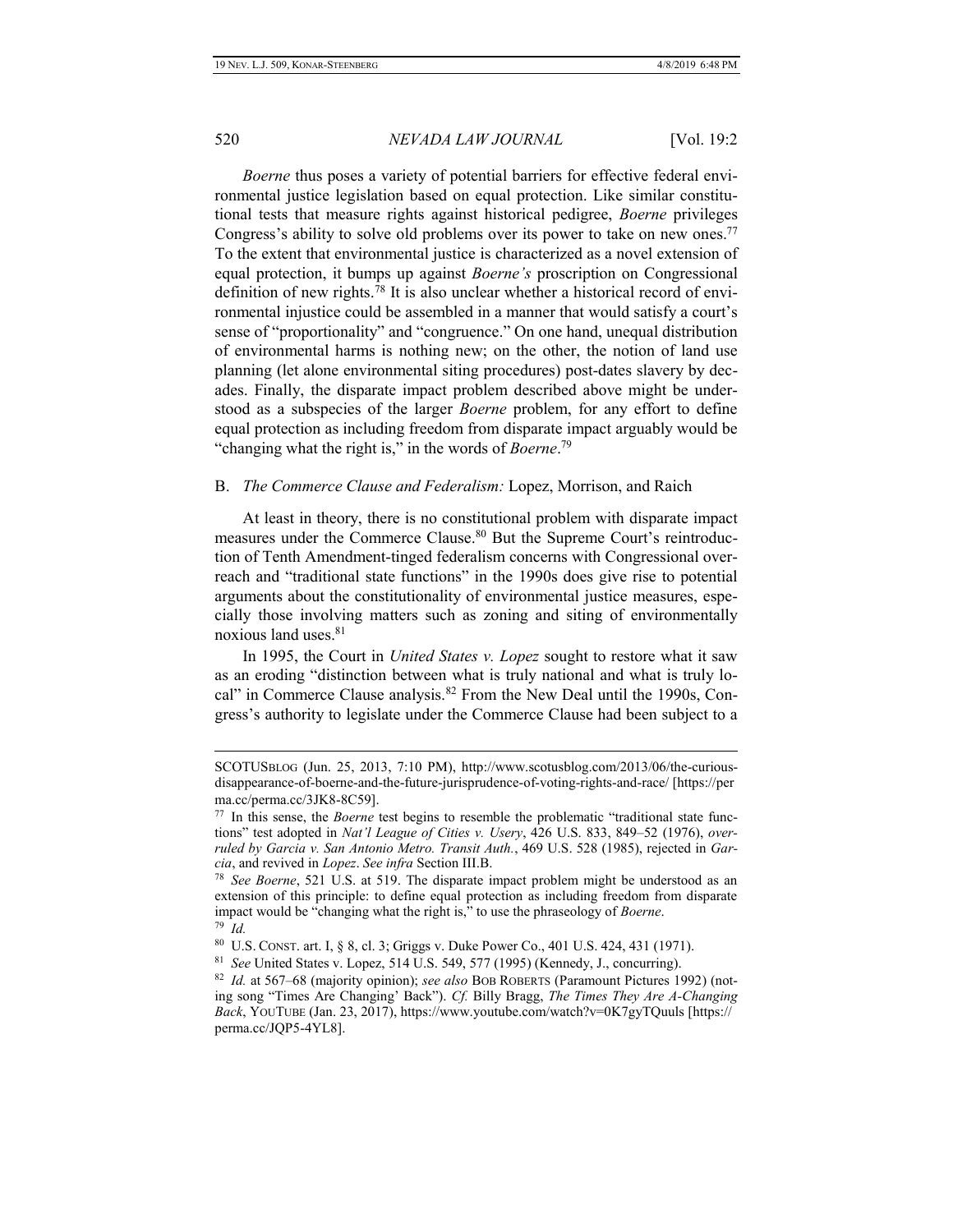*Boerne* thus poses a variety of potential barriers for effective federal environmental justice legislation based on equal protection. Like similar constitutional tests that measure rights against historical pedigree, *Boerne* privileges Congress's ability to solve old problems over its power to take on new ones.[77] To the extent that environmental justice is characterized as a novel extension of equal protection, it bumps up against *Boerne's* proscription on Congressional definition of new rights.[78] It is also unclear whether a historical record of environmental injustice could be assembled in a manner that would satisfy a court's sense of "proportionality" and "congruence." On one hand, unequal distribution of environmental harms is nothing new; on the other, the notion of land use planning (let alone environmental siting procedures) post-dates slavery by decades. Finally, the disparate impact problem described above might be understood as a subspecies of the larger *Boerne* problem, for any effort to define equal protection as including freedom from disparate impact arguably would be "changing what the right is," in the words of *Boerne*.[79]

## B. *The Commerce Clause and Federalism:* Lopez, Morrison, and Raich

At least in theory, there is no constitutional problem with disparate impact measures under the Commerce Clause.[80] But the Supreme Court's reintroduction of Tenth Amendment-tinged federalism concerns with Congressional overreach and "traditional state functions" in the 1990s does give rise to potential arguments about the constitutionality of environmental justice measures, especially those involving matters such as zoning and siting of environmentally noxious land uses.[81]

In 1995, the Court in *United States v. Lopez* sought to restore what it saw as an eroding "distinction between what is truly national and what is truly local" in Commerce Clause analysis.[82] From the New Deal until the 1990s, Congress's authority to legislate under the Commerce Clause had been subject to a

---

SCOTUSBLOG (Jun. 25, 2013, 7:10 PM), http://www.scotusblog.com/2013/06/the-curious-disappearance-of-boerne-and-the-future-jurisprudence-of-voting-rights-and-race/ [https://perma.cc/perma.cc/3JK8-8C59].

[77] In this sense, the *Boerne* test begins to resemble the problematic "traditional state functions" test adopted in *Nat'l League of Cities v. Usery*, 426 U.S. 833, 849–52 (1976), *overruled by Garcia v. San Antonio Metro. Transit Auth.*, 469 U.S. 528 (1985), rejected in *Garcia*, and revived in *Lopez*. *See infra* Section III.B.

[78] *See Boerne*, 521 U.S. at 519. The disparate impact problem might be understood as an extension of this principle: to define equal protection as including freedom from disparate impact would be "changing what the right is," to use the phraseology of *Boerne*.

[79] *Id.*

[80] U.S. CONST. art. I, § 8, cl. 3; Griggs v. Duke Power Co., 401 U.S. 424, 431 (1971).

[81] *See* United States v. Lopez, 514 U.S. 549, 577 (1995) (Kennedy, J., concurring).

[82] *Id.* at 567–68 (majority opinion); *see also* BOB ROBERTS (Paramount Pictures 1992) (noting song "Times Are Changing' Back"). *Cf.* Billy Bragg, *The Times They Are A-Changing Back*, YOUTUBE (Jan. 23, 2017), https://www.youtube.com/watch?v=0K7gyTQuuls [https://perma.cc/JQP5-4YL8].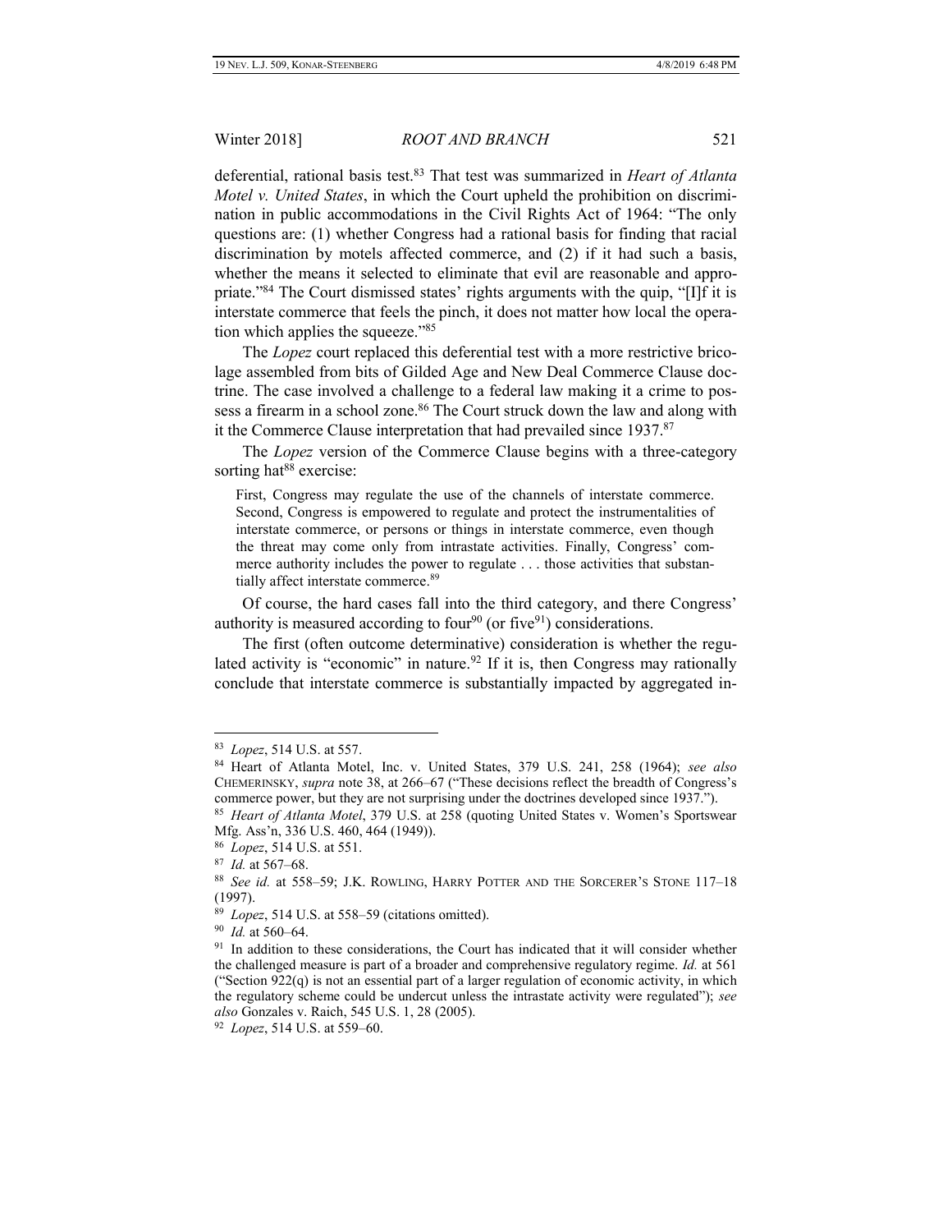deferential, rational basis test.[83] That test was summarized in *Heart of Atlanta Motel v. United States*, in which the Court upheld the prohibition on discrimination in public accommodations in the Civil Rights Act of 1964: "The only questions are: (1) whether Congress had a rational basis for finding that racial discrimination by motels affected commerce, and (2) if it had such a basis, whether the means it selected to eliminate that evil are reasonable and appropriate."[84] The Court dismissed states' rights arguments with the quip, "[I]f it is interstate commerce that feels the pinch, it does not matter how local the operation which applies the squeeze."[85]

The *Lopez* court replaced this deferential test with a more restrictive bricolage assembled from bits of Gilded Age and New Deal Commerce Clause doctrine. The case involved a challenge to a federal law making it a crime to possess a firearm in a school zone.[86] The Court struck down the law and along with it the Commerce Clause interpretation that had prevailed since 1937.[87]

The *Lopez* version of the Commerce Clause begins with a three-category sorting hat[88] exercise:

> First, Congress may regulate the use of the channels of interstate commerce. Second, Congress is empowered to regulate and protect the instrumentalities of interstate commerce, or persons or things in interstate commerce, even though the threat may come only from intrastate activities. Finally, Congress' commerce authority includes the power to regulate . . . those activities that substantially affect interstate commerce.[89]

Of course, the hard cases fall into the third category, and there Congress' authority is measured according to four[90] (or five[91]) considerations.

The first (often outcome determinative) consideration is whether the regulated activity is "economic" in nature.[92] If it is, then Congress may rationally conclude that interstate commerce is substantially impacted by aggregated in-

---

[83] *Lopez*, 514 U.S. at 557.

[84] Heart of Atlanta Motel, Inc. v. United States, 379 U.S. 241, 258 (1964); *see also* CHEMERINSKY, *supra* note 38, at 266–67 ("These decisions reflect the breadth of Congress's commerce power, but they are not surprising under the doctrines developed since 1937.").

[85] *Heart of Atlanta Motel*, 379 U.S. at 258 (quoting United States v. Women's Sportswear Mfg. Ass'n, 336 U.S. 460, 464 (1949)).

[86] *Lopez*, 514 U.S. at 551.

[87] *Id.* at 567–68.

[88] *See id.* at 558–59; J.K. ROWLING, HARRY POTTER AND THE SORCERER'S STONE 117–18 (1997).

[89] *Lopez*, 514 U.S. at 558–59 (citations omitted).

[90] *Id.* at 560–64.

[91] In addition to these considerations, the Court has indicated that it will consider whether the challenged measure is part of a broader and comprehensive regulatory regime. *Id.* at 561 ("Section 922(q) is not an essential part of a larger regulation of economic activity, in which the regulatory scheme could be undercut unless the intrastate activity were regulated"); *see also* Gonzales v. Raich, 545 U.S. 1, 28 (2005).

[92] *Lopez*, 514 U.S. at 559–60.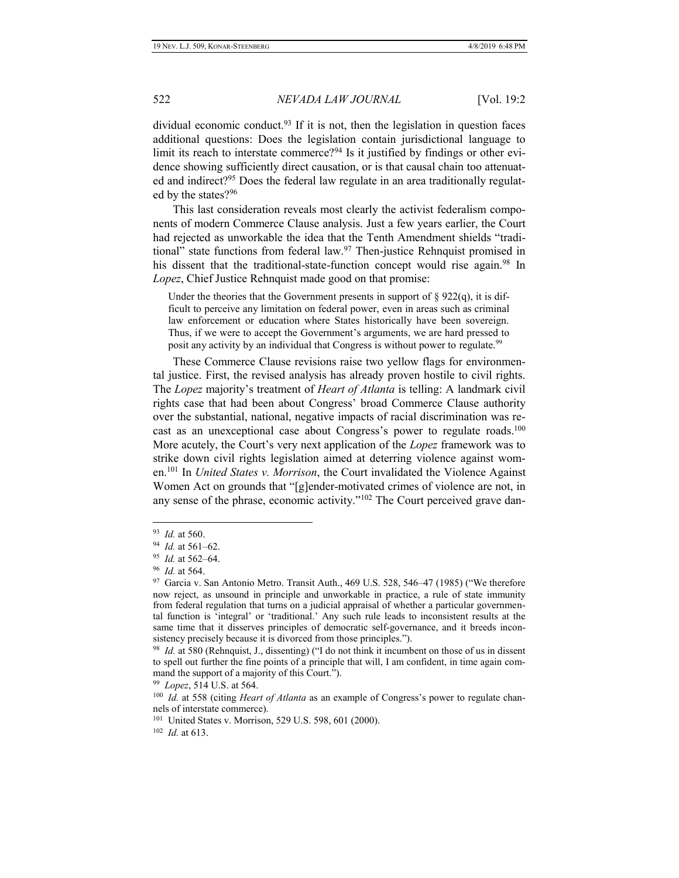dividual economic conduct.[93] If it is not, then the legislation in question faces additional questions: Does the legislation contain jurisdictional language to limit its reach to interstate commerce?[94] Is it justified by findings or other evidence showing sufficiently direct causation, or is that causal chain too attenuated and indirect?[95] Does the federal law regulate in an area traditionally regulated by the states?[96]

This last consideration reveals most clearly the activist federalism components of modern Commerce Clause analysis. Just a few years earlier, the Court had rejected as unworkable the idea that the Tenth Amendment shields "traditional" state functions from federal law.[97] Then-justice Rehnquist promised in his dissent that the traditional-state-function concept would rise again.[98] In *Lopez*, Chief Justice Rehnquist made good on that promise:

> Under the theories that the Government presents in support of § 922(q), it is difficult to perceive any limitation on federal power, even in areas such as criminal law enforcement or education where States historically have been sovereign. Thus, if we were to accept the Government's arguments, we are hard pressed to posit any activity by an individual that Congress is without power to regulate.[99]

These Commerce Clause revisions raise two yellow flags for environmental justice. First, the revised analysis has already proven hostile to civil rights. The *Lopez* majority's treatment of *Heart of Atlanta* is telling: A landmark civil rights case that had been about Congress' broad Commerce Clause authority over the substantial, national, negative impacts of racial discrimination was recast as an unexceptional case about Congress's power to regulate roads.[100] More acutely, the Court's very next application of the *Lopez* framework was to strike down civil rights legislation aimed at deterring violence against women.[101] In *United States v. Morrison*, the Court invalidated the Violence Against Women Act on grounds that "[g]ender-motivated crimes of violence are not, in any sense of the phrase, economic activity."[102] The Court perceived grave dan-

---

[93] *Id.* at 560.

[94] *Id.* at 561–62.

[95] *Id.* at 562–64.

[96] *Id.* at 564.

[97] Garcia v. San Antonio Metro. Transit Auth., 469 U.S. 528, 546–47 (1985) ("We therefore now reject, as unsound in principle and unworkable in practice, a rule of state immunity from federal regulation that turns on a judicial appraisal of whether a particular governmental function is 'integral' or 'traditional.' Any such rule leads to inconsistent results at the same time that it disserves principles of democratic self-governance, and it breeds inconsistency precisely because it is divorced from those principles.").

[98] *Id.* at 580 (Rehnquist, J., dissenting) ("I do not think it incumbent on those of us in dissent to spell out further the fine points of a principle that will, I am confident, in time again command the support of a majority of this Court.").

[99] *Lopez*, 514 U.S. at 564.

[100] *Id.* at 558 (citing *Heart of Atlanta* as an example of Congress's power to regulate channels of interstate commerce).

[101] United States v. Morrison, 529 U.S. 598, 601 (2000).

[102] *Id.* at 613.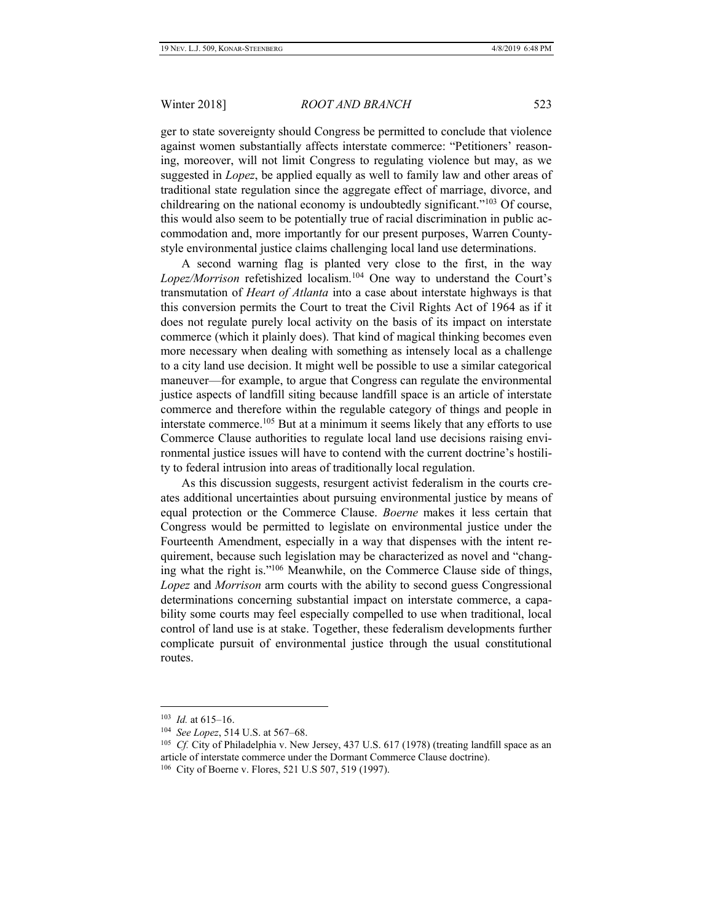ger to state sovereignty should Congress be permitted to conclude that violence against women substantially affects interstate commerce: "Petitioners' reasoning, moreover, will not limit Congress to regulating violence but may, as we suggested in *Lopez*, be applied equally as well to family law and other areas of traditional state regulation since the aggregate effect of marriage, divorce, and childrearing on the national economy is undoubtedly significant."[103] Of course, this would also seem to be potentially true of racial discrimination in public accommodation and, more importantly for our present purposes, Warren County-style environmental justice claims challenging local land use determinations.

A second warning flag is planted very close to the first, in the way *Lopez/Morrison* refetishized localism.[104] One way to understand the Court's transmutation of *Heart of Atlanta* into a case about interstate highways is that this conversion permits the Court to treat the Civil Rights Act of 1964 as if it does not regulate purely local activity on the basis of its impact on interstate commerce (which it plainly does). That kind of magical thinking becomes even more necessary when dealing with something as intensely local as a challenge to a city land use decision. It might well be possible to use a similar categorical maneuver—for example, to argue that Congress can regulate the environmental justice aspects of landfill siting because landfill space is an article of interstate commerce and therefore within the regulable category of things and people in interstate commerce.[105] But at a minimum it seems likely that any efforts to use Commerce Clause authorities to regulate local land use decisions raising environmental justice issues will have to contend with the current doctrine's hostility to federal intrusion into areas of traditionally local regulation.

As this discussion suggests, resurgent activist federalism in the courts creates additional uncertainties about pursuing environmental justice by means of equal protection or the Commerce Clause. *Boerne* makes it less certain that Congress would be permitted to legislate on environmental justice under the Fourteenth Amendment, especially in a way that dispenses with the intent requirement, because such legislation may be characterized as novel and "changing what the right is."[106] Meanwhile, on the Commerce Clause side of things, *Lopez* and *Morrison* arm courts with the ability to second guess Congressional determinations concerning substantial impact on interstate commerce, a capability some courts may feel especially compelled to use when traditional, local control of land use is at stake. Together, these federalism developments further complicate pursuit of environmental justice through the usual constitutional routes.

---

[103] *Id.* at 615–16.

[104] *See Lopez*, 514 U.S. at 567–68.

[105] *Cf.* City of Philadelphia v. New Jersey, 437 U.S. 617 (1978) (treating landfill space as an article of interstate commerce under the Dormant Commerce Clause doctrine).

[106] City of Boerne v. Flores, 521 U.S 507, 519 (1997).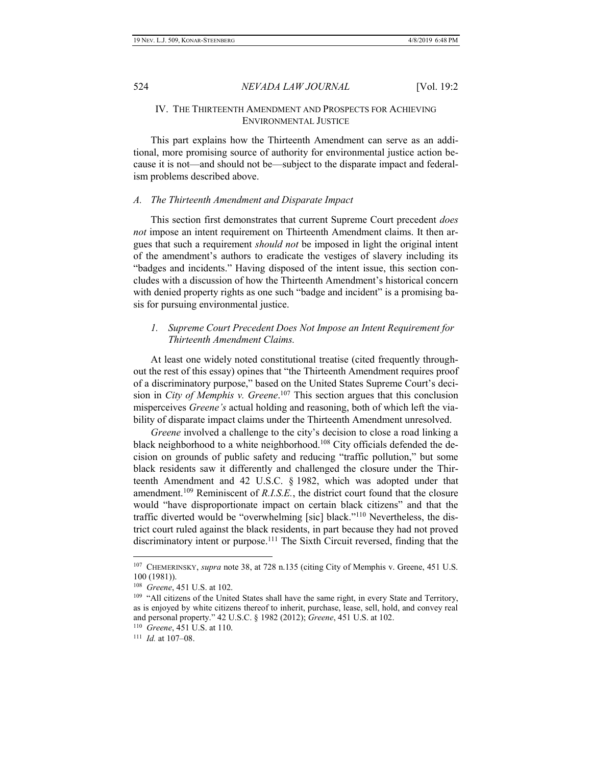## IV. THE THIRTEENTH AMENDMENT AND PROSPECTS FOR ACHIEVING ENVIRONMENTAL JUSTICE

This part explains how the Thirteenth Amendment can serve as an additional, more promising source of authority for environmental justice action because it is not—and should not be—subject to the disparate impact and federalism problems described above.

### *A. The Thirteenth Amendment and Disparate Impact*

This section first demonstrates that current Supreme Court precedent *does not* impose an intent requirement on Thirteenth Amendment claims. It then argues that such a requirement *should not* be imposed in light the original intent of the amendment's authors to eradicate the vestiges of slavery including its "badges and incidents." Having disposed of the intent issue, this section concludes with a discussion of how the Thirteenth Amendment's historical concern with denied property rights as one such "badge and incident" is a promising basis for pursuing environmental justice.

#### *1. Supreme Court Precedent Does Not Impose an Intent Requirement for Thirteenth Amendment Claims.*

At least one widely noted constitutional treatise (cited frequently throughout the rest of this essay) opines that "the Thirteenth Amendment requires proof of a discriminatory purpose," based on the United States Supreme Court's decision in *City of Memphis v. Greene*.[107] This section argues that this conclusion misperceives *Greene's* actual holding and reasoning, both of which left the viability of disparate impact claims under the Thirteenth Amendment unresolved.

*Greene* involved a challenge to the city's decision to close a road linking a black neighborhood to a white neighborhood.[108] City officials defended the decision on grounds of public safety and reducing "traffic pollution," but some black residents saw it differently and challenged the closure under the Thirteenth Amendment and 42 U.S.C. § 1982, which was adopted under that amendment.[109] Reminiscent of *R.I.S.E.*, the district court found that the closure would "have disproportionate impact on certain black citizens" and that the traffic diverted would be "overwhelming [sic] black."[110] Nevertheless, the district court ruled against the black residents, in part because they had not proved discriminatory intent or purpose.[111] The Sixth Circuit reversed, finding that the

---

[107] CHEMERINSKY, *supra* note 38, at 728 n.135 (citing City of Memphis v. Greene, 451 U.S. 100 (1981)).

[108] *Greene*, 451 U.S. at 102.

[109] "All citizens of the United States shall have the same right, in every State and Territory, as is enjoyed by white citizens thereof to inherit, purchase, lease, sell, hold, and convey real and personal property." 42 U.S.C. § 1982 (2012); *Greene*, 451 U.S. at 102.

[110] *Greene*, 451 U.S. at 110.

[111] *Id.* at 107–08.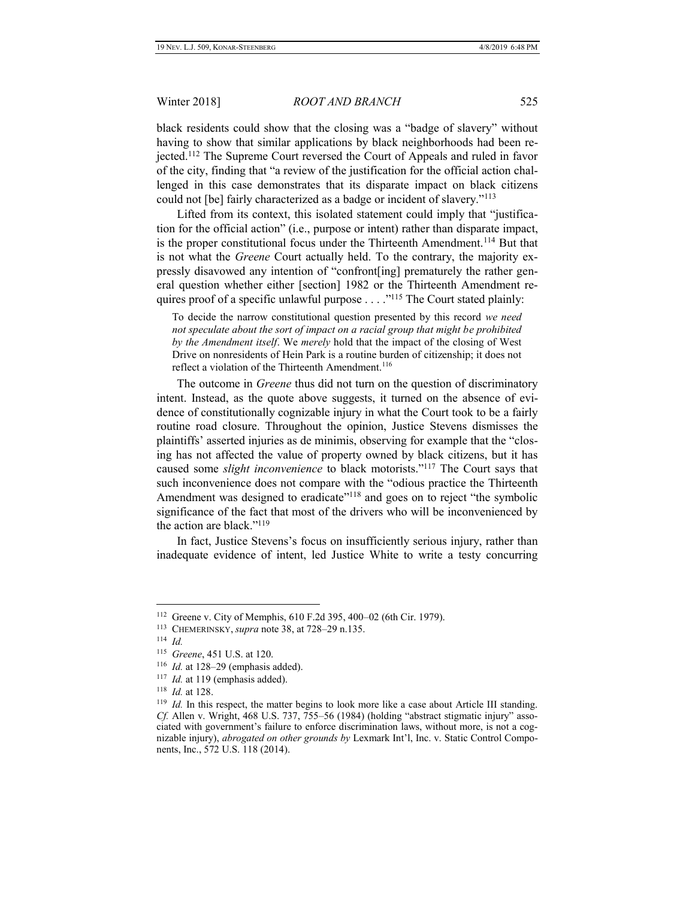black residents could show that the closing was a "badge of slavery" without having to show that similar applications by black neighborhoods had been rejected.[112] The Supreme Court reversed the Court of Appeals and ruled in favor of the city, finding that "a review of the justification for the official action challenged in this case demonstrates that its disparate impact on black citizens could not [be] fairly characterized as a badge or incident of slavery."[113]

Lifted from its context, this isolated statement could imply that "justification for the official action" (i.e., purpose or intent) rather than disparate impact, is the proper constitutional focus under the Thirteenth Amendment.[114] But that is not what the *Greene* Court actually held. To the contrary, the majority expressly disavowed any intention of "confront[ing] prematurely the rather general question whether either [section] 1982 or the Thirteenth Amendment requires proof of a specific unlawful purpose . . . ."[115] The Court stated plainly:

> To decide the narrow constitutional question presented by this record *we need not speculate about the sort of impact on a racial group that might be prohibited by the Amendment itself*. We *merely* hold that the impact of the closing of West Drive on nonresidents of Hein Park is a routine burden of citizenship; it does not reflect a violation of the Thirteenth Amendment.[116]

The outcome in *Greene* thus did not turn on the question of discriminatory intent. Instead, as the quote above suggests, it turned on the absence of evidence of constitutionally cognizable injury in what the Court took to be a fairly routine road closure. Throughout the opinion, Justice Stevens dismisses the plaintiffs' asserted injuries as de minimis, observing for example that the "closing has not affected the value of property owned by black citizens, but it has caused some *slight inconvenience* to black motorists."[117] The Court says that such inconvenience does not compare with the "odious practice the Thirteenth Amendment was designed to eradicate"[118] and goes on to reject "the symbolic significance of the fact that most of the drivers who will be inconvenienced by the action are black."[119]

In fact, Justice Stevens's focus on insufficiently serious injury, rather than inadequate evidence of intent, led Justice White to write a testy concurring

---

[112] Greene v. City of Memphis, 610 F.2d 395, 400–02 (6th Cir. 1979).

[113] CHEMERINSKY, *supra* note 38, at 728–29 n.135.

[114] *Id.*

[115] *Greene*, 451 U.S. at 120.

[116] *Id.* at 128–29 (emphasis added).

[117] *Id.* at 119 (emphasis added).

[118] *Id.* at 128.

[119] *Id.* In this respect, the matter begins to look more like a case about Article III standing. *Cf.* Allen v. Wright, 468 U.S. 737, 755–56 (1984) (holding "abstract stigmatic injury" associated with government's failure to enforce discrimination laws, without more, is not a cognizable injury), *abrogated on other grounds by* Lexmark Int'l, Inc. v. Static Control Components, Inc., 572 U.S. 118 (2014).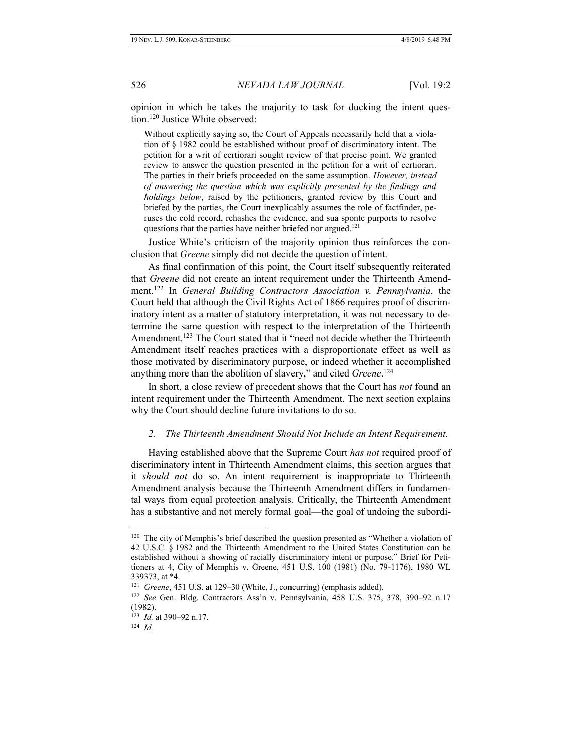opinion in which he takes the majority to task for ducking the intent question.[120] Justice White observed:

> Without explicitly saying so, the Court of Appeals necessarily held that a violation of § 1982 could be established without proof of discriminatory intent. The petition for a writ of certiorari sought review of that precise point. We granted review to answer the question presented in the petition for a writ of certiorari. The parties in their briefs proceeded on the same assumption. *However, instead of answering the question which was explicitly presented by the findings and holdings below*, raised by the petitioners, granted review by this Court and briefed by the parties, the Court inexplicably assumes the role of factfinder, peruses the cold record, rehashes the evidence, and sua sponte purports to resolve questions that the parties have neither briefed nor argued.[121]

Justice White's criticism of the majority opinion thus reinforces the conclusion that *Greene* simply did not decide the question of intent.

As final confirmation of this point, the Court itself subsequently reiterated that *Greene* did not create an intent requirement under the Thirteenth Amendment.[122] In *General Building Contractors Association v. Pennsylvania*, the Court held that although the Civil Rights Act of 1866 requires proof of discriminatory intent as a matter of statutory interpretation, it was not necessary to determine the same question with respect to the interpretation of the Thirteenth Amendment.[123] The Court stated that it "need not decide whether the Thirteenth Amendment itself reaches practices with a disproportionate effect as well as those motivated by discriminatory purpose, or indeed whether it accomplished anything more than the abolition of slavery," and cited *Greene*.[124]

In short, a close review of precedent shows that the Court has *not* found an intent requirement under the Thirteenth Amendment. The next section explains why the Court should decline future invitations to do so.

### *2. The Thirteenth Amendment Should Not Include an Intent Requirement.*

Having established above that the Supreme Court *has not* required proof of discriminatory intent in Thirteenth Amendment claims, this section argues that it *should not* do so. An intent requirement is inappropriate to Thirteenth Amendment analysis because the Thirteenth Amendment differs in fundamental ways from equal protection analysis. Critically, the Thirteenth Amendment has a substantive and not merely formal goal—the goal of undoing the subordi-

---

[120] The city of Memphis's brief described the question presented as "Whether a violation of 42 U.S.C. § 1982 and the Thirteenth Amendment to the United States Constitution can be established without a showing of racially discriminatory intent or purpose." Brief for Petitioners at 4, City of Memphis v. Greene, 451 U.S. 100 (1981) (No. 79-1176), 1980 WL 339373, at *4.

[121] *Greene*, 451 U.S. at 129–30 (White, J., concurring) (emphasis added).

[122] *See* Gen. Bldg. Contractors Ass'n v. Pennsylvania, 458 U.S. 375, 378, 390–92 n.17 (1982).

[123] *Id.* at 390–92 n.17.

[124] *Id.*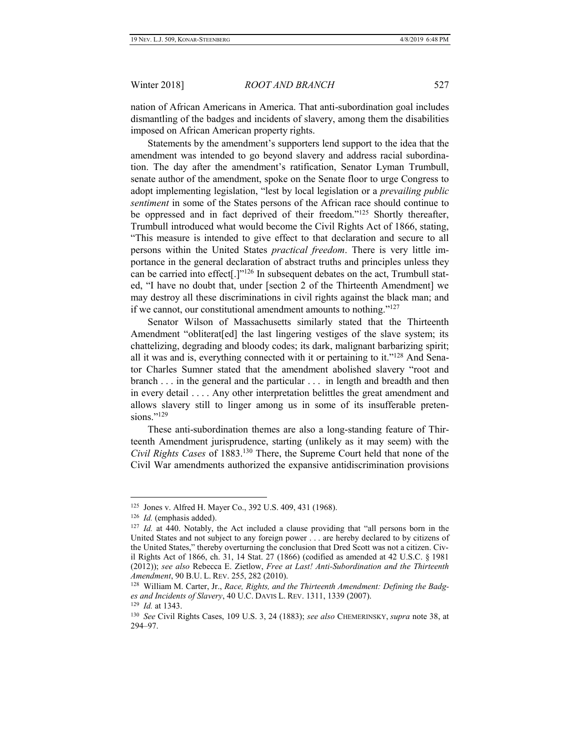nation of African Americans in America. That anti-subordination goal includes dismantling of the badges and incidents of slavery, among them the disabilities imposed on African American property rights.

Statements by the amendment's supporters lend support to the idea that the amendment was intended to go beyond slavery and address racial subordination. The day after the amendment's ratification, Senator Lyman Trumbull, senate author of the amendment, spoke on the Senate floor to urge Congress to adopt implementing legislation, "lest by local legislation or a *prevailing public sentiment* in some of the States persons of the African race should continue to be oppressed and in fact deprived of their freedom."[125] Shortly thereafter, Trumbull introduced what would become the Civil Rights Act of 1866, stating, "This measure is intended to give effect to that declaration and secure to all persons within the United States *practical freedom*. There is very little importance in the general declaration of abstract truths and principles unless they can be carried into effect[.]"[126] In subsequent debates on the act, Trumbull stated, "I have no doubt that, under [section 2 of the Thirteenth Amendment] we may destroy all these discriminations in civil rights against the black man; and if we cannot, our constitutional amendment amounts to nothing."[127]

Senator Wilson of Massachusetts similarly stated that the Thirteenth Amendment "obliterat[ed] the last lingering vestiges of the slave system; its chattelizing, degrading and bloody codes; its dark, malignant barbarizing spirit; all it was and is, everything connected with it or pertaining to it."[128] And Senator Charles Sumner stated that the amendment abolished slavery "root and branch . . . in the general and the particular . . . in length and breadth and then in every detail . . . . Any other interpretation belittles the great amendment and allows slavery still to linger among us in some of its insufferable pretensions."[129]

These anti-subordination themes are also a long-standing feature of Thirteenth Amendment jurisprudence, starting (unlikely as it may seem) with the *Civil Rights Cases* of 1883.[130] There, the Supreme Court held that none of the Civil War amendments authorized the expansive antidiscrimination provisions

---

[125] Jones v. Alfred H. Mayer Co., 392 U.S. 409, 431 (1968).

[126] *Id.* (emphasis added).

[127] *Id.* at 440. Notably, the Act included a clause providing that "all persons born in the United States and not subject to any foreign power . . . are hereby declared to by citizens of the United States," thereby overturning the conclusion that Dred Scott was not a citizen. Civil Rights Act of 1866, ch. 31, 14 Stat. 27 (1866) (codified as amended at 42 U.S.C. § 1981 (2012)); *see also* Rebecca E. Zietlow, *Free at Last! Anti-Subordination and the Thirteenth Amendment*, 90 B.U. L. REV. 255, 282 (2010).

[128] William M. Carter, Jr., *Race, Rights, and the Thirteenth Amendment: Defining the Badges and Incidents of Slavery*, 40 U.C. DAVIS L. REV. 1311, 1339 (2007).

[129] *Id.* at 1343.

[130] *See* Civil Rights Cases, 109 U.S. 3, 24 (1883); *see also* CHEMERINSKY, *supra* note 38, at 294–97.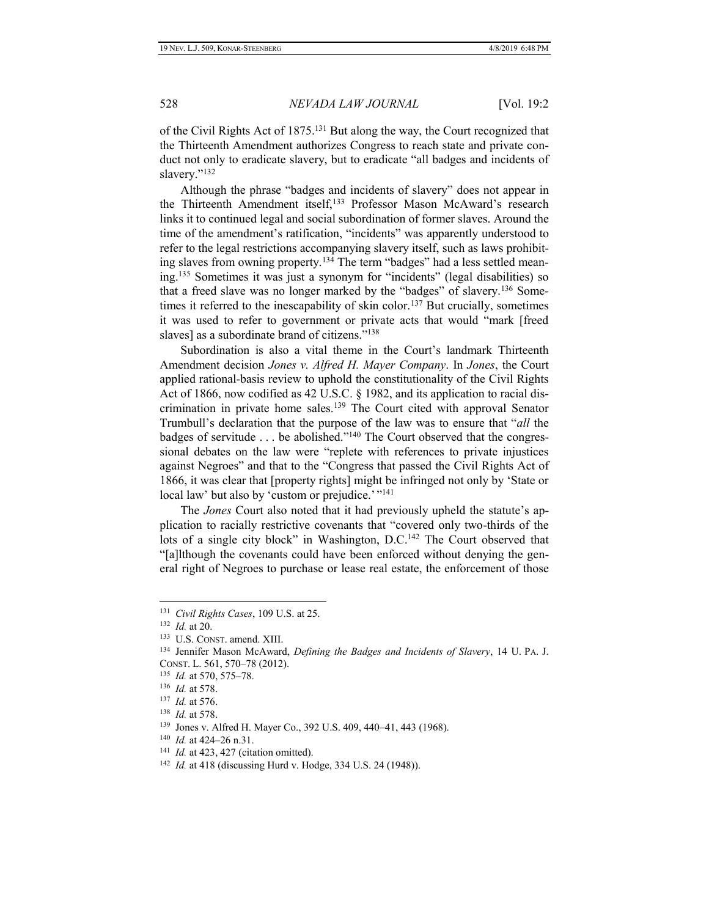of the Civil Rights Act of 1875.[131] But along the way, the Court recognized that the Thirteenth Amendment authorizes Congress to reach state and private conduct not only to eradicate slavery, but to eradicate "all badges and incidents of slavery."[132]

Although the phrase "badges and incidents of slavery" does not appear in the Thirteenth Amendment itself,[133] Professor Mason McAward's research links it to continued legal and social subordination of former slaves. Around the time of the amendment's ratification, "incidents" was apparently understood to refer to the legal restrictions accompanying slavery itself, such as laws prohibiting slaves from owning property.[134] The term "badges" had a less settled meaning.[135] Sometimes it was just a synonym for "incidents" (legal disabilities) so that a freed slave was no longer marked by the "badges" of slavery.[136] Sometimes it referred to the inescapability of skin color.[137] But crucially, sometimes it was used to refer to government or private acts that would "mark [freed slaves] as a subordinate brand of citizens."[138]

Subordination is also a vital theme in the Court's landmark Thirteenth Amendment decision *Jones v. Alfred H. Mayer Company*. In *Jones*, the Court applied rational-basis review to uphold the constitutionality of the Civil Rights Act of 1866, now codified as 42 U.S.C. § 1982, and its application to racial discrimination in private home sales.[139] The Court cited with approval Senator Trumbull's declaration that the purpose of the law was to ensure that "*all* the badges of servitude . . . be abolished."[140] The Court observed that the congressional debates on the law were "replete with references to private injustices against Negroes" and that to the "Congress that passed the Civil Rights Act of 1866, it was clear that [property rights] might be infringed not only by 'State or local law' but also by 'custom or prejudice.' "[141]

The *Jones* Court also noted that it had previously upheld the statute's application to racially restrictive covenants that "covered only two-thirds of the lots of a single city block" in Washington, D.C.[142] The Court observed that "[a]lthough the covenants could have been enforced without denying the general right of Negroes to purchase or lease real estate, the enforcement of those

---

131 *Civil Rights Cases*, 109 U.S. at 25.
132 *Id.* at 20.
133 U.S. CONST. amend. XIII.
134 Jennifer Mason McAward, *Defining the Badges and Incidents of Slavery*, 14 U. PA. J. CONST. L. 561, 570–78 (2012).
135 *Id.* at 570, 575–78.
136 *Id.* at 578.
137 *Id.* at 576.
138 *Id.* at 578.
139 Jones v. Alfred H. Mayer Co., 392 U.S. 409, 440–41, 443 (1968).
140 *Id.* at 424–26 n.31.
141 *Id.* at 423, 427 (citation omitted).
142 *Id.* at 418 (discussing Hurd v. Hodge, 334 U.S. 24 (1948)).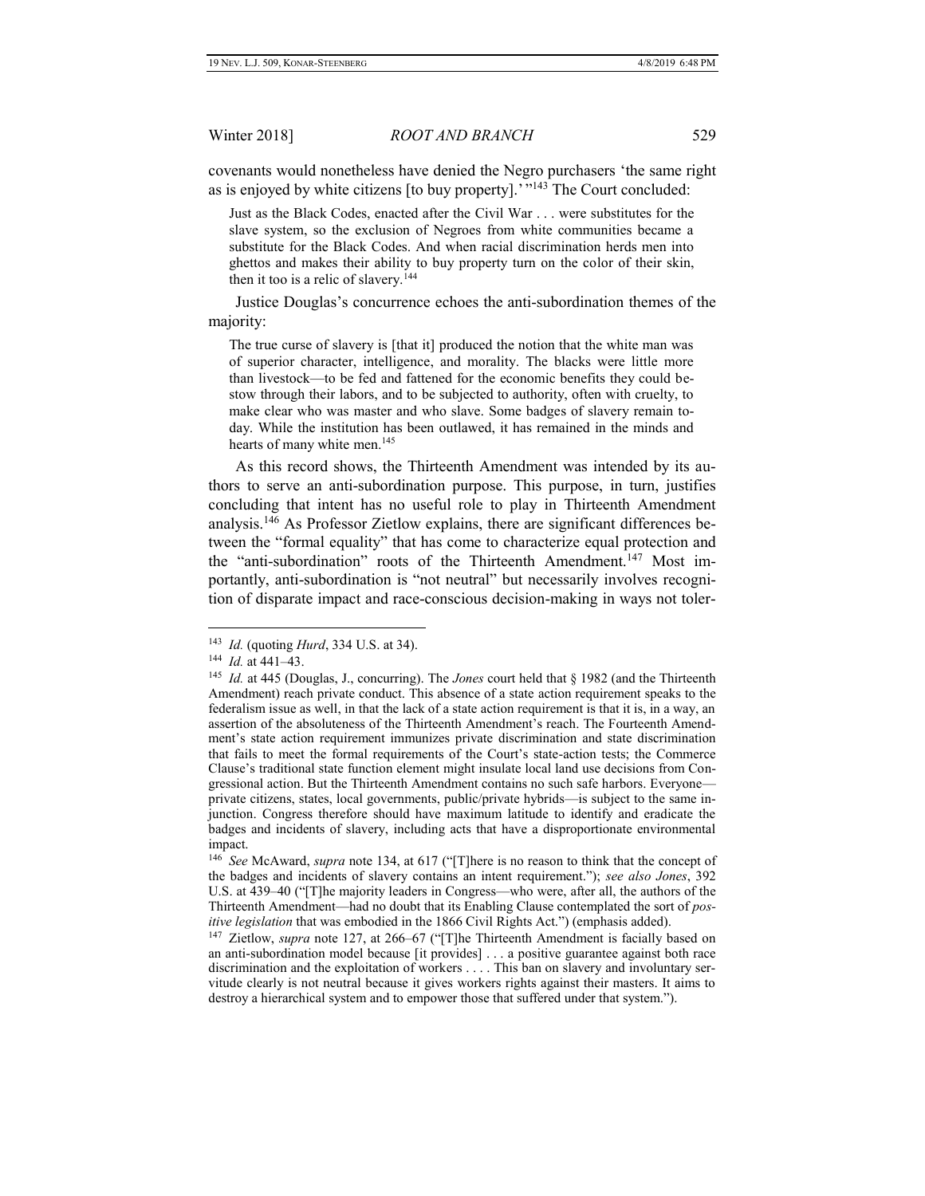covenants would nonetheless have denied the Negro purchasers 'the same right as is enjoyed by white citizens [to buy property].' "[143] The Court concluded:

> Just as the Black Codes, enacted after the Civil War . . . were substitutes for the slave system, so the exclusion of Negroes from white communities became a substitute for the Black Codes. And when racial discrimination herds men into ghettos and makes their ability to buy property turn on the color of their skin, then it too is a relic of slavery.[144]

Justice Douglas's concurrence echoes the anti-subordination themes of the majority:

> The true curse of slavery is [that it] produced the notion that the white man was of superior character, intelligence, and morality. The blacks were little more than livestock—to be fed and fattened for the economic benefits they could bestow through their labors, and to be subjected to authority, often with cruelty, to make clear who was master and who slave. Some badges of slavery remain today. While the institution has been outlawed, it has remained in the minds and hearts of many white men.[145]

As this record shows, the Thirteenth Amendment was intended by its authors to serve an anti-subordination purpose. This purpose, in turn, justifies concluding that intent has no useful role to play in Thirteenth Amendment analysis.[146] As Professor Zietlow explains, there are significant differences between the "formal equality" that has come to characterize equal protection and the "anti-subordination" roots of the Thirteenth Amendment.[147] Most importantly, anti-subordination is "not neutral" but necessarily involves recognition of disparate impact and race-conscious decision-making in ways not toler-

---

[143] *Id.* (quoting *Hurd*, 334 U.S. at 34).

[144] *Id.* at 441–43.

[145] *Id.* at 445 (Douglas, J., concurring). The *Jones* court held that § 1982 (and the Thirteenth Amendment) reach private conduct. This absence of a state action requirement speaks to the federalism issue as well, in that the lack of a state action requirement is that it is, in a way, an assertion of the absoluteness of the Thirteenth Amendment's reach. The Fourteenth Amendment's state action requirement immunizes private discrimination and state discrimination that fails to meet the formal requirements of the Court's state-action tests; the Commerce Clause's traditional state function element might insulate local land use decisions from Congressional action. But the Thirteenth Amendment contains no such safe harbors. Everyone—private citizens, states, local governments, public/private hybrids—is subject to the same injunction. Congress therefore should have maximum latitude to identify and eradicate the badges and incidents of slavery, including acts that have a disproportionate environmental impact.

[146] *See* McAward, *supra* note 134, at 617 ("[T]here is no reason to think that the concept of the badges and incidents of slavery contains an intent requirement."); *see also Jones*, 392 U.S. at 439–40 ("[T]he majority leaders in Congress—who were, after all, the authors of the Thirteenth Amendment—had no doubt that its Enabling Clause contemplated the sort of *positive legislation* that was embodied in the 1866 Civil Rights Act.") (emphasis added).

[147] Zietlow, *supra* note 127, at 266–67 ("[T]he Thirteenth Amendment is facially based on an anti-subordination model because [it provides] . . . a positive guarantee against both race discrimination and the exploitation of workers . . . . This ban on slavery and involuntary servitude clearly is not neutral because it gives workers rights against their masters. It aims to destroy a hierarchical system and to empower those that suffered under that system.").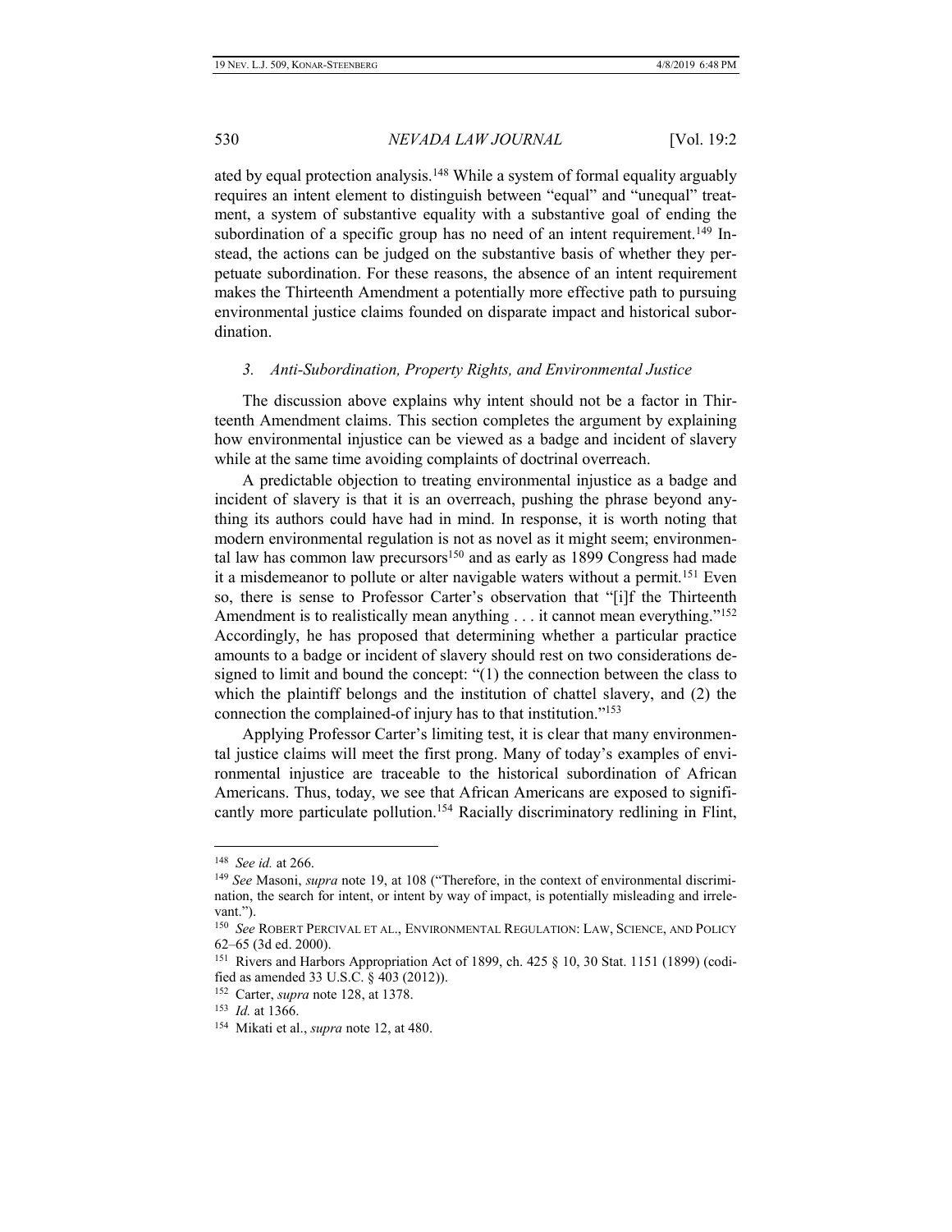ated by equal protection analysis.[148] While a system of formal equality arguably requires an intent element to distinguish between "equal" and "unequal" treatment, a system of substantive equality with a substantive goal of ending the subordination of a specific group has no need of an intent requirement.[149] Instead, the actions can be judged on the substantive basis of whether they perpetuate subordination. For these reasons, the absence of an intent requirement makes the Thirteenth Amendment a potentially more effective path to pursuing environmental justice claims founded on disparate impact and historical subordination.

### *3. Anti-Subordination, Property Rights, and Environmental Justice*

The discussion above explains why intent should not be a factor in Thirteenth Amendment claims. This section completes the argument by explaining how environmental injustice can be viewed as a badge and incident of slavery while at the same time avoiding complaints of doctrinal overreach.

A predictable objection to treating environmental injustice as a badge and incident of slavery is that it is an overreach, pushing the phrase beyond anything its authors could have had in mind. In response, it is worth noting that modern environmental regulation is not as novel as it might seem; environmental law has common law precursors[150] and as early as 1899 Congress had made it a misdemeanor to pollute or alter navigable waters without a permit.[151] Even so, there is sense to Professor Carter's observation that "[i]f the Thirteenth Amendment is to realistically mean anything . . . it cannot mean everything."[152] Accordingly, he has proposed that determining whether a particular practice amounts to a badge or incident of slavery should rest on two considerations designed to limit and bound the concept: "(1) the connection between the class to which the plaintiff belongs and the institution of chattel slavery, and (2) the connection the complained-of injury has to that institution."[153]

Applying Professor Carter's limiting test, it is clear that many environmental justice claims will meet the first prong. Many of today's examples of environmental injustice are traceable to the historical subordination of African Americans. Thus, today, we see that African Americans are exposed to significantly more particulate pollution.[154] Racially discriminatory redlining in Flint,

---

[148] *See id.* at 266.

[149] *See* Masoni, *supra* note 19, at 108 ("Therefore, in the context of environmental discrimination, the search for intent, or intent by way of impact, is potentially misleading and irrelevant.").

[150] *See* ROBERT PERCIVAL ET AL., ENVIRONMENTAL REGULATION: LAW, SCIENCE, AND POLICY 62–65 (3d ed. 2000).

[151] Rivers and Harbors Appropriation Act of 1899, ch. 425 § 10, 30 Stat. 1151 (1899) (codified as amended 33 U.S.C. § 403 (2012)).

[152] Carter, *supra* note 128, at 1378.

[153] *Id.* at 1366.

[154] Mikati et al., *supra* note 12, at 480.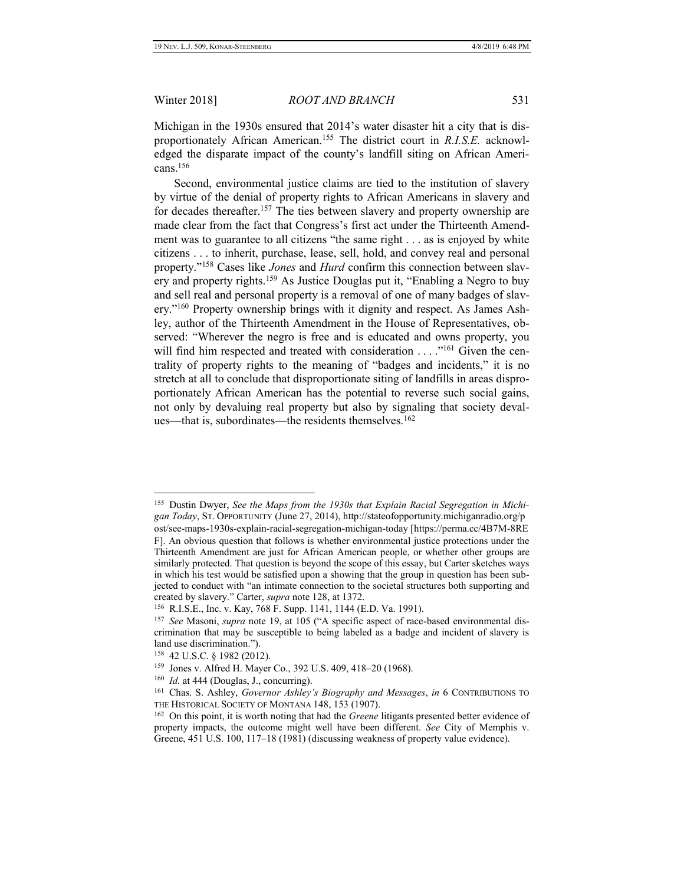Michigan in the 1930s ensured that 2014's water disaster hit a city that is disproportionately African American.[155] The district court in *R.I.S.E.* acknowledged the disparate impact of the county's landfill siting on African Americans.[156]

Second, environmental justice claims are tied to the institution of slavery by virtue of the denial of property rights to African Americans in slavery and for decades thereafter.[157] The ties between slavery and property ownership are made clear from the fact that Congress's first act under the Thirteenth Amendment was to guarantee to all citizens "the same right . . . as is enjoyed by white citizens . . . to inherit, purchase, lease, sell, hold, and convey real and personal property."[158] Cases like *Jones* and *Hurd* confirm this connection between slavery and property rights.[159] As Justice Douglas put it, "Enabling a Negro to buy and sell real and personal property is a removal of one of many badges of slavery."[160] Property ownership brings with it dignity and respect. As James Ashley, author of the Thirteenth Amendment in the House of Representatives, observed: "Wherever the negro is free and is educated and owns property, you will find him respected and treated with consideration . . . ."[161] Given the centrality of property rights to the meaning of "badges and incidents," it is no stretch at all to conclude that disproportionate siting of landfills in areas disproportionately African American has the potential to reverse such social gains, not only by devaluing real property but also by signaling that society devalues—that is, subordinates—the residents themselves.[162]

---

[155] Dustin Dwyer, *See the Maps from the 1930s that Explain Racial Segregation in Michigan Today*, ST. OPPORTUNITY (June 27, 2014), http://stateofopportunity.michiganradio.org/post/see-maps-1930s-explain-racial-segregation-michigan-today [https://perma.cc/4B7M-8REF]. An obvious question that follows is whether environmental justice protections under the Thirteenth Amendment are just for African American people, or whether other groups are similarly protected. That question is beyond the scope of this essay, but Carter sketches ways in which his test would be satisfied upon a showing that the group in question has been subjected to conduct with "an intimate connection to the societal structures both supporting and created by slavery." Carter, *supra* note 128, at 1372.

[156] R.I.S.E., Inc. v. Kay, 768 F. Supp. 1141, 1144 (E.D. Va. 1991).

[157] *See* Masoni, *supra* note 19, at 105 ("A specific aspect of race-based environmental discrimination that may be susceptible to being labeled as a badge and incident of slavery is land use discrimination.").

[158] 42 U.S.C. § 1982 (2012).

[159] Jones v. Alfred H. Mayer Co., 392 U.S. 409, 418–20 (1968).

[160] *Id.* at 444 (Douglas, J., concurring).

[161] Chas. S. Ashley, *Governor Ashley's Biography and Messages*, *in* 6 CONTRIBUTIONS TO THE HISTORICAL SOCIETY OF MONTANA 148, 153 (1907).

[162] On this point, it is worth noting that had the *Greene* litigants presented better evidence of property impacts, the outcome might well have been different. *See* City of Memphis v. Greene, 451 U.S. 100, 117–18 (1981) (discussing weakness of property value evidence).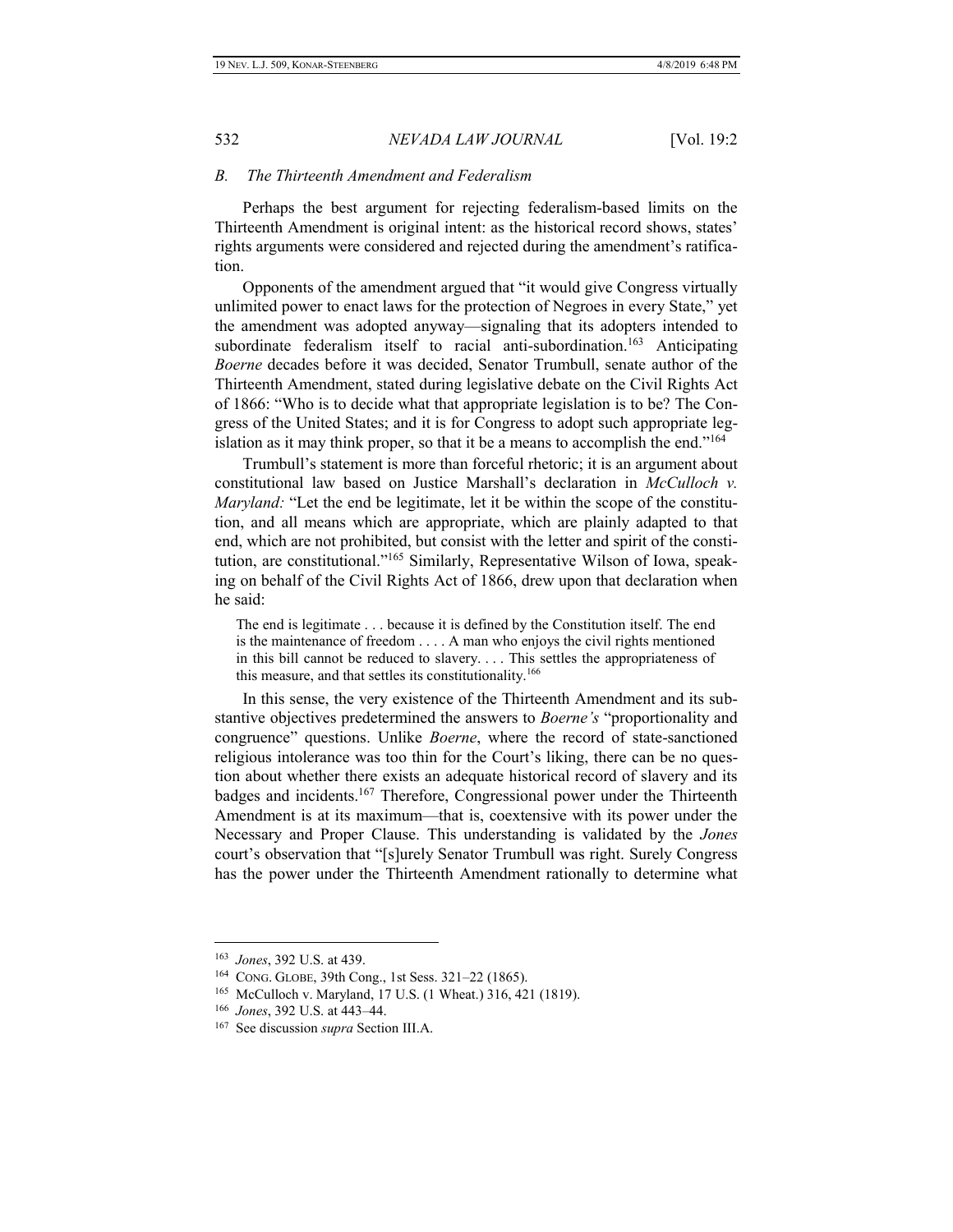### *B. The Thirteenth Amendment and Federalism*

Perhaps the best argument for rejecting federalism-based limits on the Thirteenth Amendment is original intent: as the historical record shows, states' rights arguments were considered and rejected during the amendment's ratification.

Opponents of the amendment argued that "it would give Congress virtually unlimited power to enact laws for the protection of Negroes in every State," yet the amendment was adopted anyway—signaling that its adopters intended to subordinate federalism itself to racial anti-subordination.[163] Anticipating *Boerne* decades before it was decided, Senator Trumbull, senate author of the Thirteenth Amendment, stated during legislative debate on the Civil Rights Act of 1866: "Who is to decide what that appropriate legislation is to be? The Congress of the United States; and it is for Congress to adopt such appropriate legislation as it may think proper, so that it be a means to accomplish the end."[164]

Trumbull's statement is more than forceful rhetoric; it is an argument about constitutional law based on Justice Marshall's declaration in *McCulloch v. Maryland:* "Let the end be legitimate, let it be within the scope of the constitution, and all means which are appropriate, which are plainly adapted to that end, which are not prohibited, but consist with the letter and spirit of the constitution, are constitutional."[165] Similarly, Representative Wilson of Iowa, speaking on behalf of the Civil Rights Act of 1866, drew upon that declaration when he said:

> The end is legitimate . . . because it is defined by the Constitution itself. The end is the maintenance of freedom . . . . A man who enjoys the civil rights mentioned in this bill cannot be reduced to slavery. . . . This settles the appropriateness of this measure, and that settles its constitutionality.[166]

In this sense, the very existence of the Thirteenth Amendment and its substantive objectives predetermined the answers to *Boerne's* "proportionality and congruence" questions. Unlike *Boerne*, where the record of state-sanctioned religious intolerance was too thin for the Court's liking, there can be no question about whether there exists an adequate historical record of slavery and its badges and incidents.[167] Therefore, Congressional power under the Thirteenth Amendment is at its maximum—that is, coextensive with its power under the Necessary and Proper Clause. This understanding is validated by the *Jones* court's observation that "[s]urely Senator Trumbull was right. Surely Congress has the power under the Thirteenth Amendment rationally to determine what

---

[163] *Jones*, 392 U.S. at 439.

[164] CONG. GLOBE, 39th Cong., 1st Sess. 321–22 (1865).

[165] McCulloch v. Maryland, 17 U.S. (1 Wheat.) 316, 421 (1819).

[166] *Jones*, 392 U.S. at 443–44.

[167] See discussion *supra* Section III.A.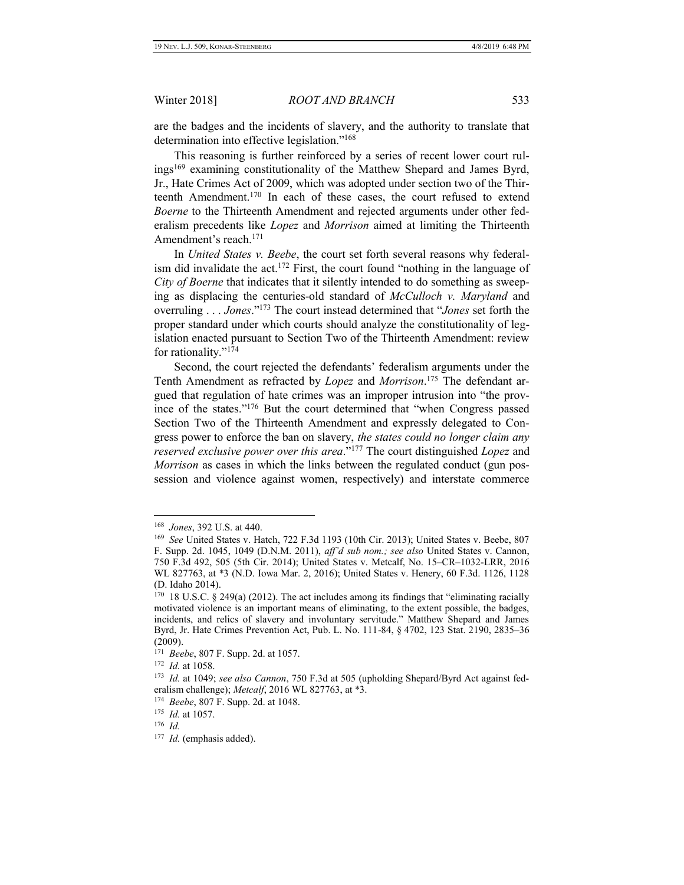are the badges and the incidents of slavery, and the authority to translate that determination into effective legislation."[168]

This reasoning is further reinforced by a series of recent lower court rulings[169] examining constitutionality of the Matthew Shepard and James Byrd, Jr., Hate Crimes Act of 2009, which was adopted under section two of the Thirteenth Amendment.[170] In each of these cases, the court refused to extend *Boerne* to the Thirteenth Amendment and rejected arguments under other federalism precedents like *Lopez* and *Morrison* aimed at limiting the Thirteenth Amendment's reach.[171]

In *United States v. Beebe*, the court set forth several reasons why federalism did invalidate the act.[172] First, the court found "nothing in the language of *City of Boerne* that indicates that it silently intended to do something as sweeping as displacing the centuries-old standard of *McCulloch v. Maryland* and overruling . . . *Jones*."[173] The court instead determined that "*Jones* set forth the proper standard under which courts should analyze the constitutionality of legislation enacted pursuant to Section Two of the Thirteenth Amendment: review for rationality."[174]

Second, the court rejected the defendants' federalism arguments under the Tenth Amendment as refracted by *Lopez* and *Morrison*.[175] The defendant argued that regulation of hate crimes was an improper intrusion into "the province of the states."[176] But the court determined that "when Congress passed Section Two of the Thirteenth Amendment and expressly delegated to Congress power to enforce the ban on slavery, *the states could no longer claim any reserved exclusive power over this area*."[177] The court distinguished *Lopez* and *Morrison* as cases in which the links between the regulated conduct (gun possession and violence against women, respectively) and interstate commerce

---

[168] *Jones*, 392 U.S. at 440.

[169] *See* United States v. Hatch, 722 F.3d 1193 (10th Cir. 2013); United States v. Beebe, 807 F. Supp. 2d. 1045, 1049 (D.N.M. 2011), *aff'd sub nom.; see also* United States v. Cannon, 750 F.3d 492, 505 (5th Cir. 2014); United States v. Metcalf, No. 15–CR–1032-LRR, 2016 WL 827763, at *3 (N.D. Iowa Mar. 2, 2016); United States v. Henery, 60 F.3d. 1126, 1128 (D. Idaho 2014).

[170] 18 U.S.C. § 249(a) (2012). The act includes among its findings that "eliminating racially motivated violence is an important means of eliminating, to the extent possible, the badges, incidents, and relics of slavery and involuntary servitude." Matthew Shepard and James Byrd, Jr. Hate Crimes Prevention Act, Pub. L. No. 111-84, § 4702, 123 Stat. 2190, 2835–36 (2009).

[171] *Beebe*, 807 F. Supp. 2d. at 1057.

[172] *Id.* at 1058.

[173] *Id.* at 1049; *see also Cannon*, 750 F.3d at 505 (upholding Shepard/Byrd Act against federalism challenge); *Metcalf*, 2016 WL 827763, at *3.

[174] *Beebe*, 807 F. Supp. 2d. at 1048.

[175] *Id.* at 1057.

[176] *Id.*

[177] *Id.* (emphasis added).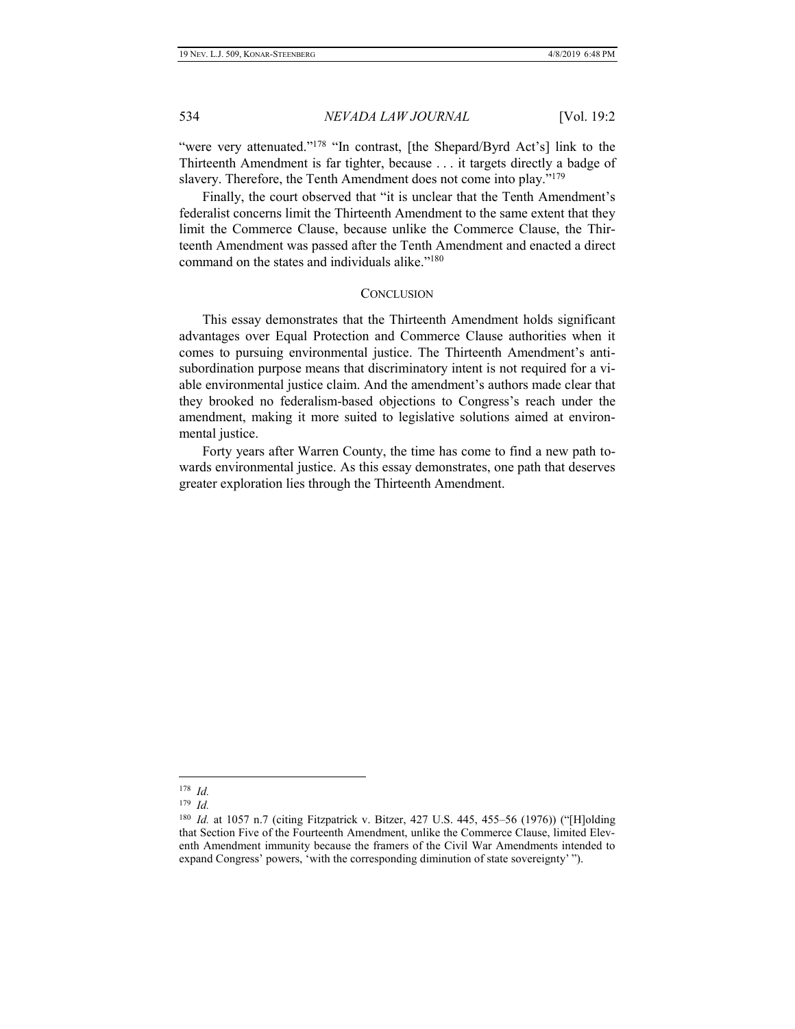"were very attenuated."[178] "In contrast, [the Shepard/Byrd Act's] link to the Thirteenth Amendment is far tighter, because . . . it targets directly a badge of slavery. Therefore, the Tenth Amendment does not come into play."[179]

Finally, the court observed that "it is unclear that the Tenth Amendment's federalist concerns limit the Thirteenth Amendment to the same extent that they limit the Commerce Clause, because unlike the Commerce Clause, the Thirteenth Amendment was passed after the Tenth Amendment and enacted a direct command on the states and individuals alike."[180]

## CONCLUSION

This essay demonstrates that the Thirteenth Amendment holds significant advantages over Equal Protection and Commerce Clause authorities when it comes to pursuing environmental justice. The Thirteenth Amendment's anti-subordination purpose means that discriminatory intent is not required for a viable environmental justice claim. And the amendment's authors made clear that they brooked no federalism-based objections to Congress's reach under the amendment, making it more suited to legislative solutions aimed at environmental justice.

Forty years after Warren County, the time has come to find a new path towards environmental justice. As this essay demonstrates, one path that deserves greater exploration lies through the Thirteenth Amendment.

---

[178] *Id.*

[179] *Id.*

[180] *Id.* at 1057 n.7 (citing Fitzpatrick v. Bitzer, 427 U.S. 445, 455–56 (1976)) ("[H]olding that Section Five of the Fourteenth Amendment, unlike the Commerce Clause, limited Eleventh Amendment immunity because the framers of the Civil War Amendments intended to expand Congress' powers, 'with the corresponding diminution of state sovereignty' ").